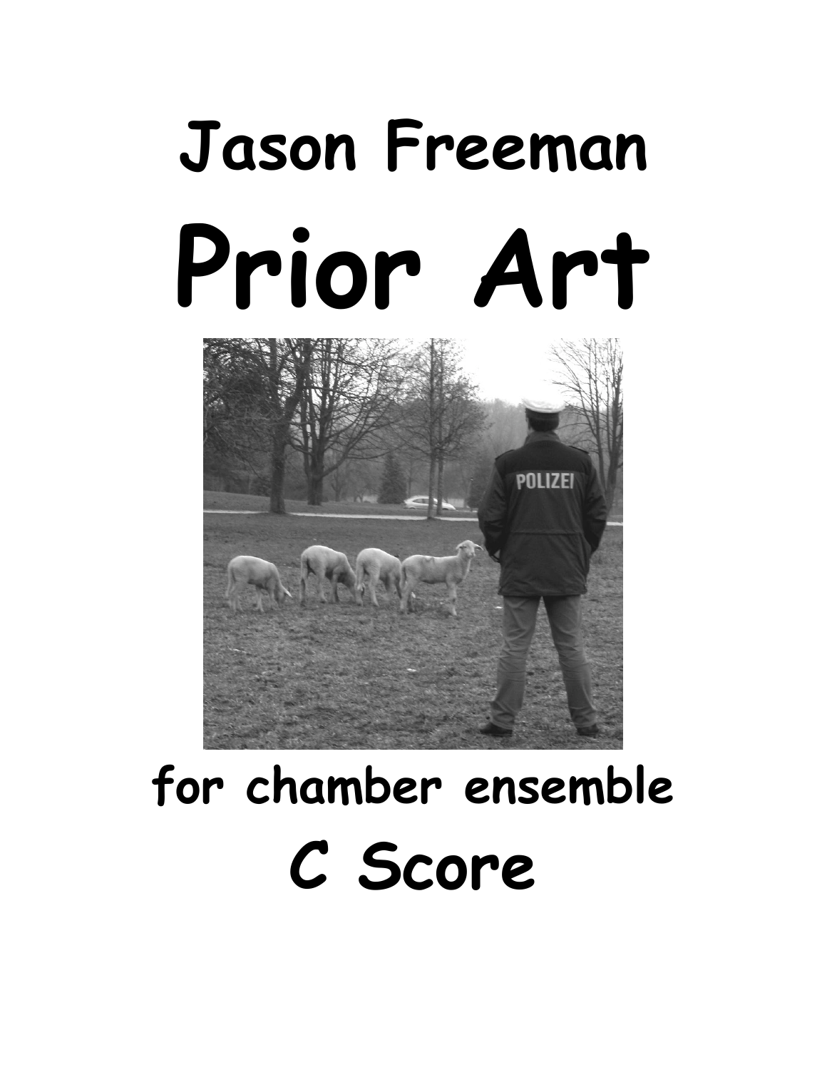# Jason Freeman

# Prior Art

## for chamber ensemble

## C Score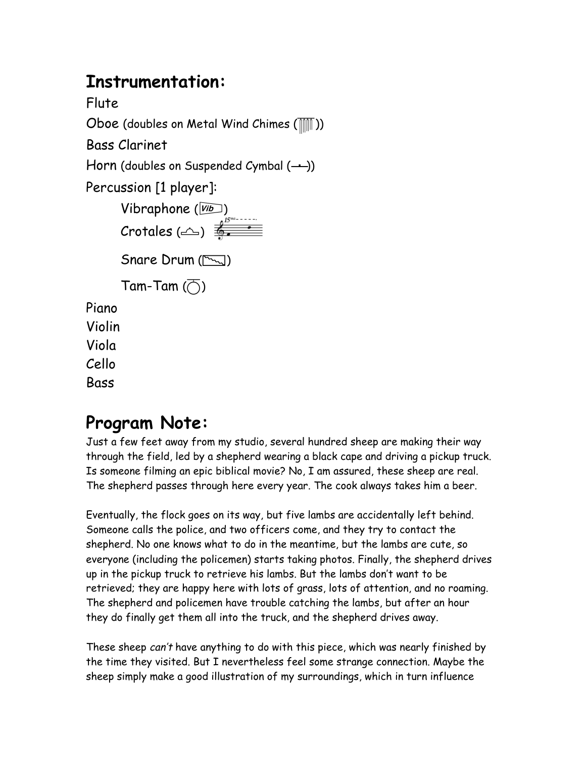# Instrumentation:

Flute

Oboe (doubles on Metal Wind Chimes)

Bass Clarinet

Horn (doubles on Suspended Cymbal)

Percussion [1 player]:

- Vibraphone
- Crotales
- Snare Drum
- Tam-Tam

Piano

Violin

Viola

Cello

Bass

# Program Note:

Just a few feet away from my studio, several hundred sheep are making their way through the field, led by a shepherd wearing a black cape and driving a pickup truck. Is someone filming an epic biblical movie? No, I am assured, these sheep are real. The shepherd passes through here every year. The cook always takes him a beer.

Eventually, the flock goes on its way, but five lambs are accidentally left behind. Someone calls the police, and two officers come, and they try to contact the shepherd. No one knows what to do in the meantime, but the lambs are cute, so everyone (including the policemen) starts taking photos. Finally, the shepherd drives up in the pickup truck to retrieve his lambs. But the lambs don't want to be retrieved; they are happy here with lots of grass, lots of attention, and no roaming. The shepherd and policemen have trouble catching the lambs, but after an hour they do finally get them all into the truck, and the shepherd drives away.

These sheep *can't* have anything to do with this piece, which was nearly finished by the time they visited. But I nevertheless feel some strange connection. Maybe the sheep simply make a good illustration of my surroundings, which in turn influence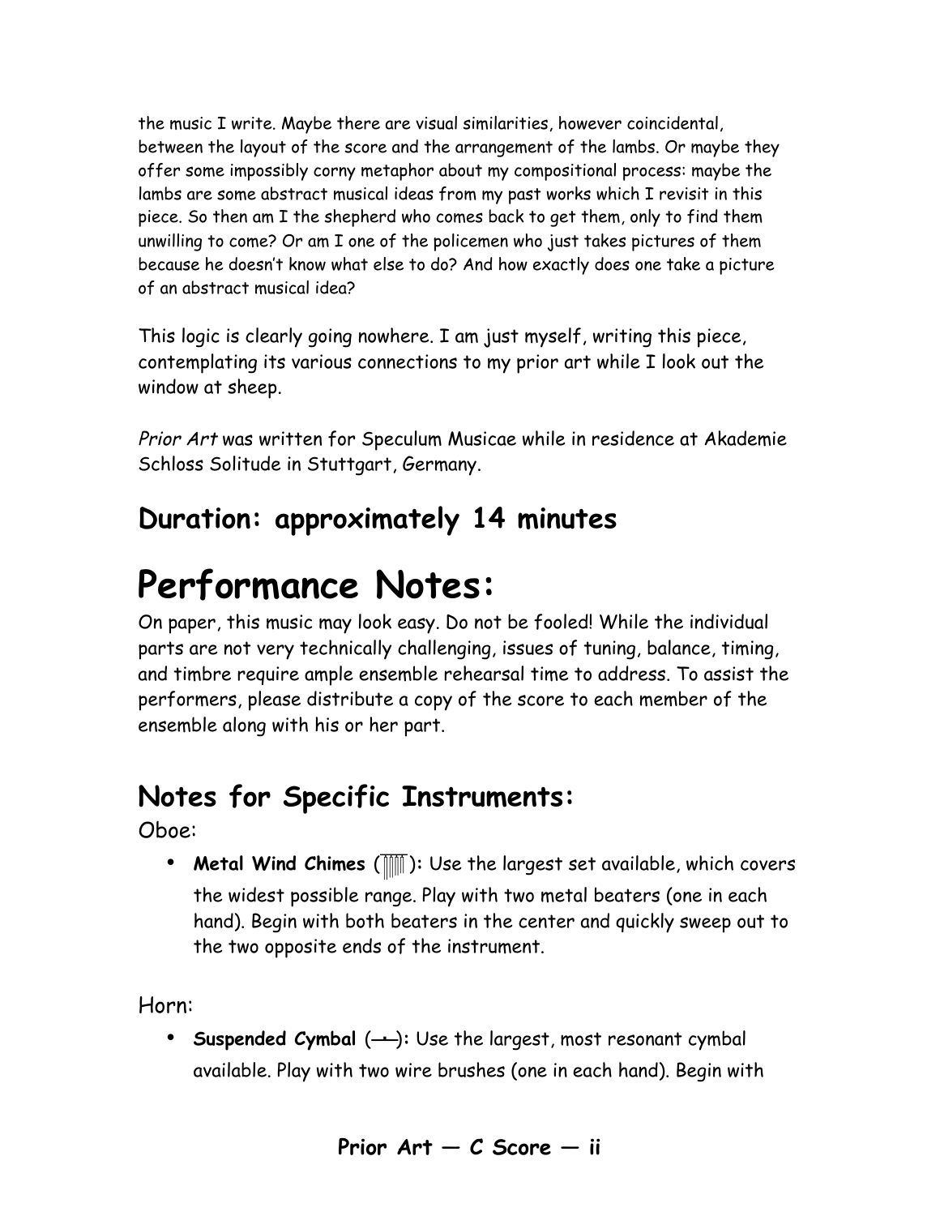the music I write. Maybe there are visual similarities, however coincidental, between the layout of the score and the arrangement of the lambs. Or maybe they offer some impossibly corny metaphor about my compositional process: maybe the lambs are some abstract musical ideas from my past works which I revisit in this piece. So then am I the shepherd who comes back to get them, only to find them unwilling to come? Or am I one of the policemen who just takes pictures of them because he doesn't know what else to do? And how exactly does one take a picture of an abstract musical idea?

This logic is clearly going nowhere. I am just myself, writing this piece, contemplating its various connections to my prior art while I look out the window at sheep.

*Prior Art* was written for Speculum Musicae while in residence at Akademie Schloss Solitude in Stuttgart, Germany.

## Duration: approximately 14 minutes

# Performance Notes:

On paper, this music may look easy. Do not be fooled! While the individual parts are not very technically challenging, issues of tuning, balance, timing, and timbre require ample ensemble rehearsal time to address. To assist the performers, please distribute a copy of the score to each member of the ensemble along with his or her part.

## Notes for Specific Instruments:

Oboe:

- **Metal Wind Chimes** ( ): Use the largest set available, which covers the widest possible range. Play with two metal beaters (one in each hand). Begin with both beaters in the center and quickly sweep out to the two opposite ends of the instrument.

Horn:

- **Suspended Cymbal** ( ): Use the largest, most resonant cymbal available. Play with two wire brushes (one in each hand). Begin with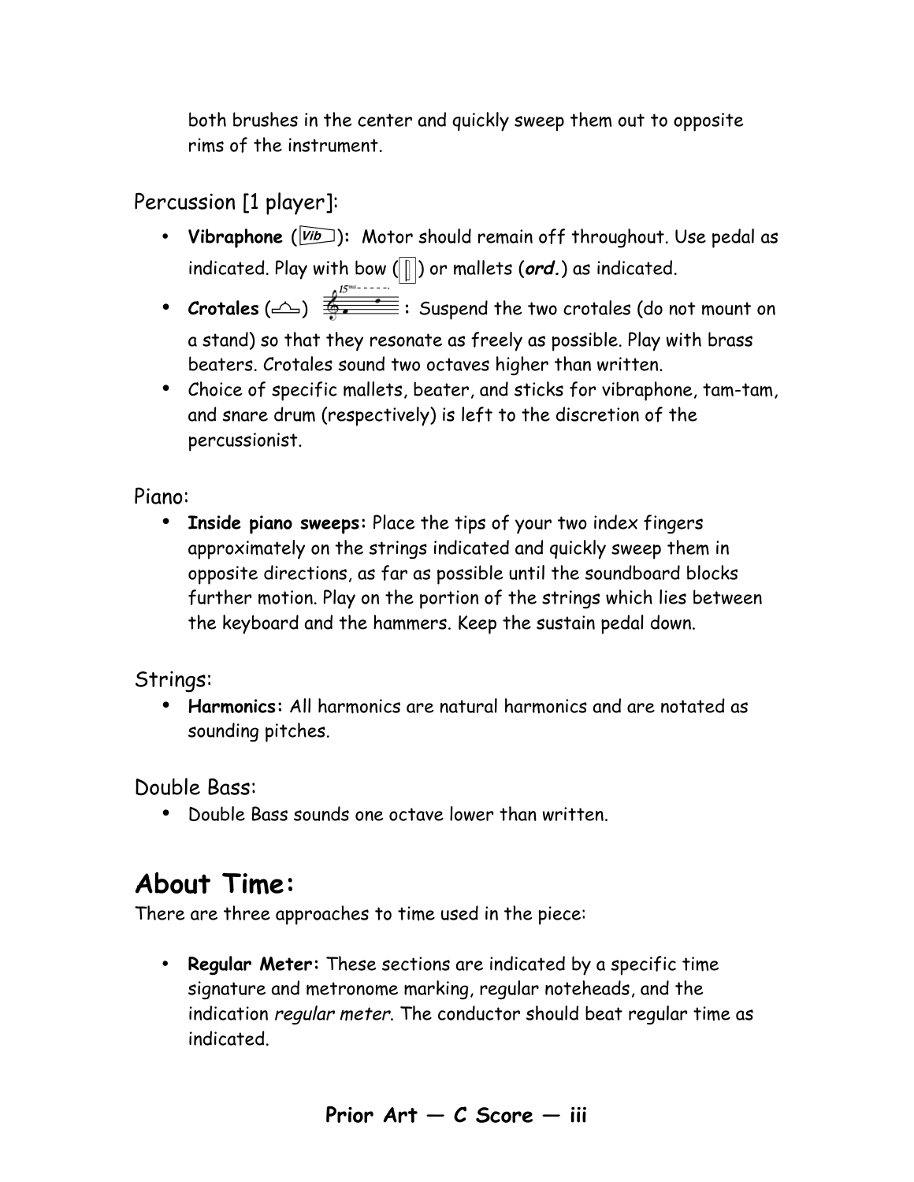both brushes in the center and quickly sweep them out to opposite rims of the instrument.

Percussion [1 player]:

- **Vibraphone** (Vib): Motor should remain off throughout. Use pedal as indicated. Play with bow ( ) or mallets (***ord.***) as indicated.
- **Crotales** ( ) : Suspend the two crotales (do not mount on a stand) so that they resonate as freely as possible. Play with brass beaters. Crotales sound two octaves higher than written.
- Choice of specific mallets, beater, and sticks for vibraphone, tam-tam, and snare drum (respectively) is left to the discretion of the percussionist.

Piano:

- **Inside piano sweeps:** Place the tips of your two index fingers approximately on the strings indicated and quickly sweep them in opposite directions, as far as possible until the soundboard blocks further motion. Play on the portion of the strings which lies between the keyboard and the hammers. Keep the sustain pedal down.

Strings:

- **Harmonics:** All harmonics are natural harmonics and are notated as sounding pitches.

Double Bass:

- Double Bass sounds one octave lower than written.

# About Time:

There are three approaches to time used in the piece:

- **Regular Meter:** These sections are indicated by a specific time signature and metronome marking, regular noteheads, and the indication *regular meter*. The conductor should beat regular time as indicated.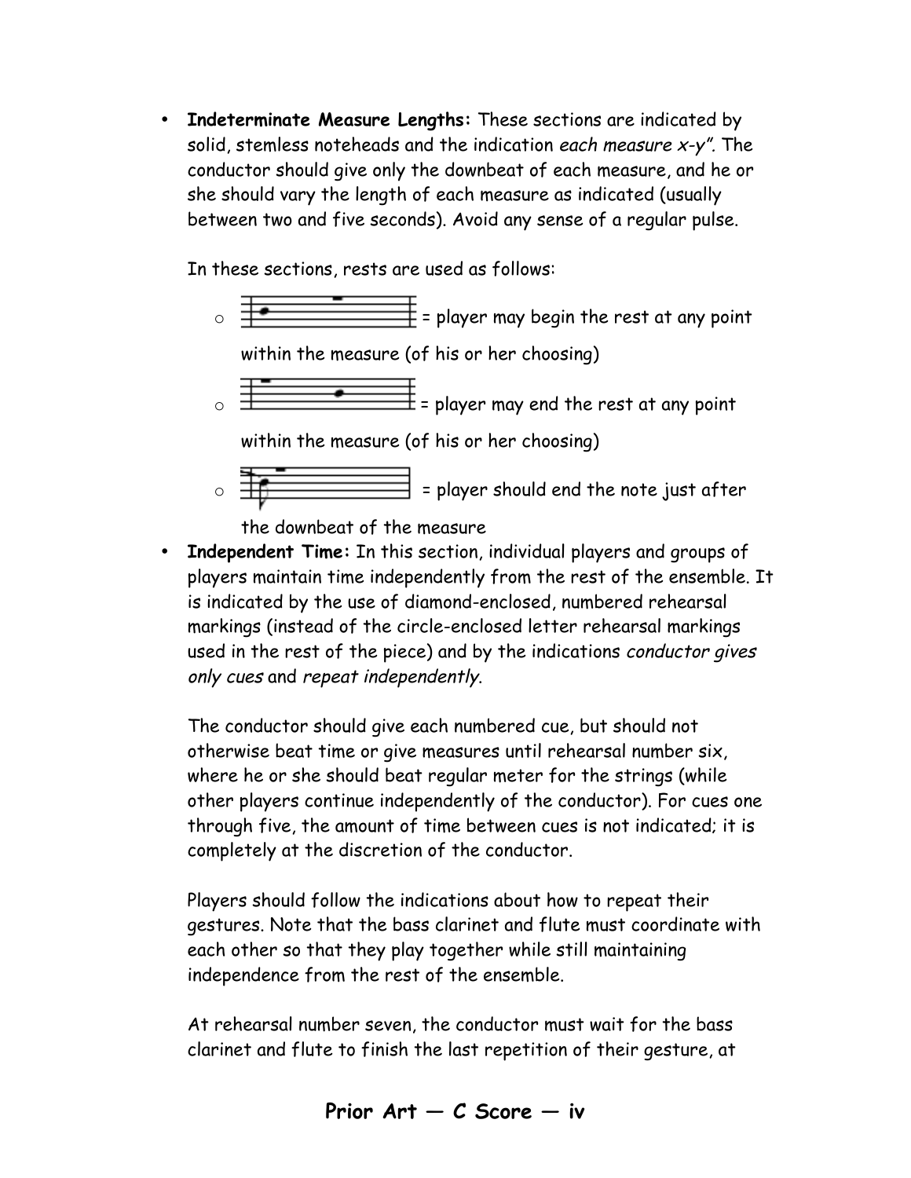- **Indeterminate Measure Lengths:** These sections are indicated by solid, stemless noteheads and the indication *each measure x-y"*. The conductor should give only the downbeat of each measure, and he or she should vary the length of each measure as indicated (usually between two and five seconds). Avoid any sense of a regular pulse.

  In these sections, rests are used as follows:

  - = player may begin the rest at any point within the measure (of his or her choosing)
  - = player may end the rest at any point within the measure (of his or her choosing)
  - = player should end the note just after the downbeat of the measure

- **Independent Time:** In this section, individual players and groups of players maintain time independently from the rest of the ensemble. It is indicated by the use of diamond-enclosed, numbered rehearsal markings (instead of the circle-enclosed letter rehearsal markings used in the rest of the piece) and by the indications *conductor gives only cues* and *repeat independently*.

  The conductor should give each numbered cue, but should not otherwise beat time or give measures until rehearsal number six, where he or she should beat regular meter for the strings (while other players continue independently of the conductor). For cues one through five, the amount of time between cues is not indicated; it is completely at the discretion of the conductor.

  Players should follow the indications about how to repeat their gestures. Note that the bass clarinet and flute must coordinate with each other so that they play together while still maintaining independence from the rest of the ensemble.

  At rehearsal number seven, the conductor must wait for the bass clarinet and flute to finish the last repetition of their gesture, at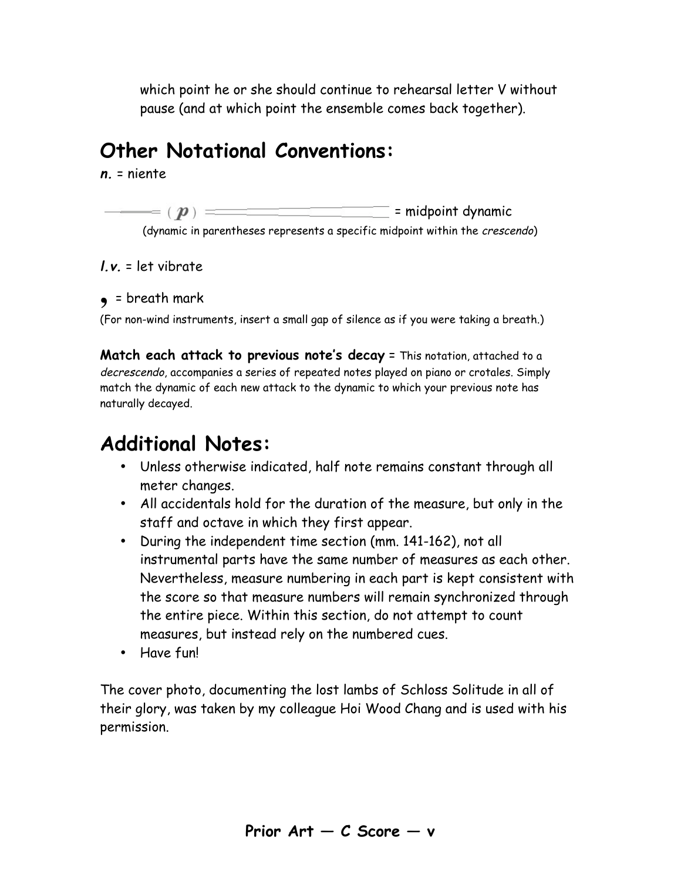which point he or she should continue to rehearsal letter V without pause (and at which point the ensemble comes back together).

## Other Notational Conventions:

***n.*** = niente

( ***p*** ) = midpoint dynamic

(dynamic in parentheses represents a specific midpoint within the *crescendo*)

***l.v.*** = let vibrate

**,** = breath mark

(For non-wind instruments, insert a small gap of silence as if you were taking a breath.)

**Match each attack to previous note's decay** = This notation, attached to a *decrescendo*, accompanies a series of repeated notes played on piano or crotales. Simply match the dynamic of each new attack to the dynamic to which your previous note has naturally decayed.

## Additional Notes:

- Unless otherwise indicated, half note remains constant through all meter changes.
- All accidentals hold for the duration of the measure, but only in the staff and octave in which they first appear.
- During the independent time section (mm. 141-162), not all instrumental parts have the same number of measures as each other. Nevertheless, measure numbering in each part is kept consistent with the score so that measure numbers will remain synchronized through the entire piece. Within this section, do not attempt to count measures, but instead rely on the numbered cues.
- Have fun!

The cover photo, documenting the lost lambs of Schloss Solitude in all of their glory, was taken by my colleague Hoi Wood Chang and is used with his permission.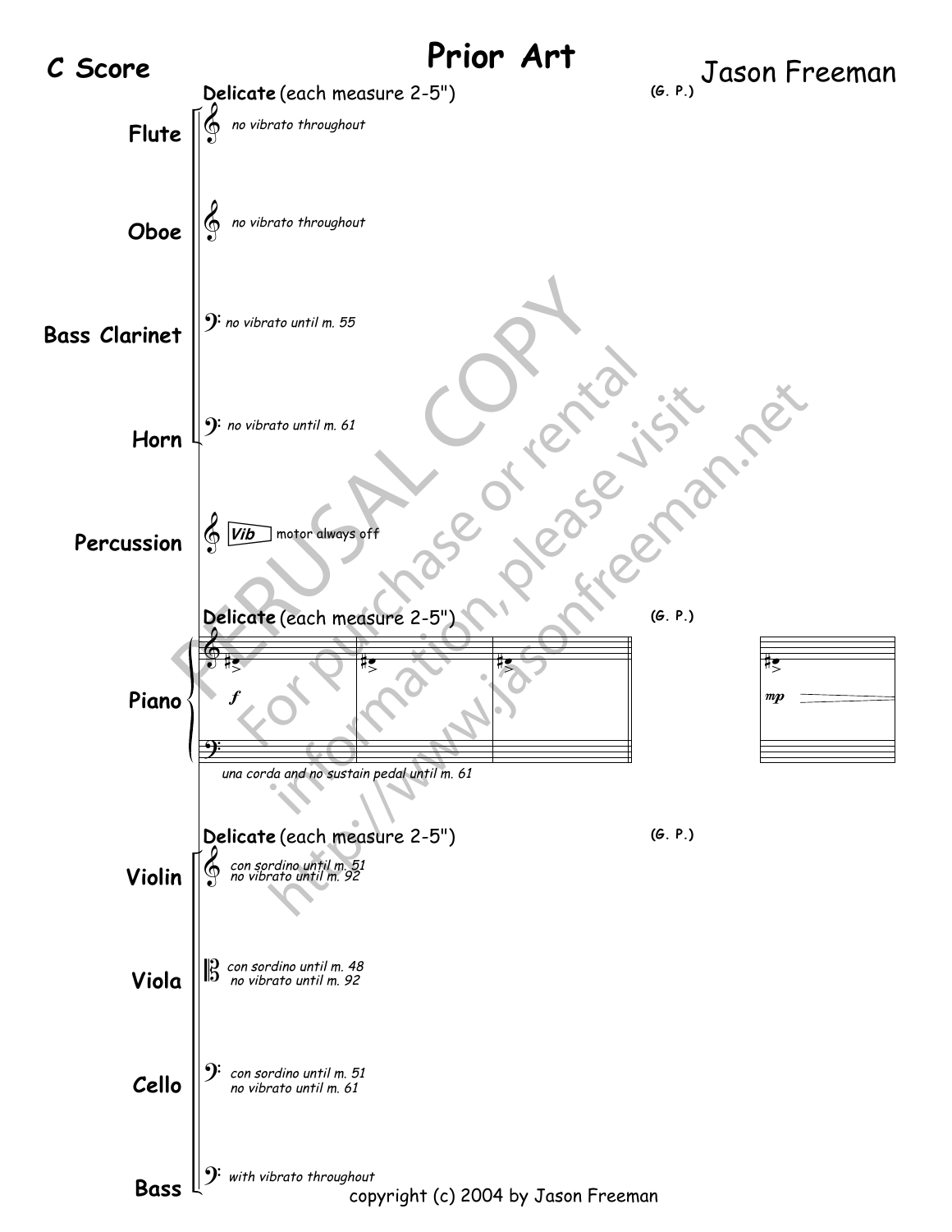# Prior Art

**C Score**

Jason Freeman

**Delicate** (each measure 2-5")

(G. P.)

**Flute** — *no vibrato throughout*

**Oboe** — *no vibrato throughout*

**Bass Clarinet** — *no vibrato until m. 55*

**Horn** — *no vibrato until m. 61*

**Percussion** — Vib — motor always off

**Delicate** (each measure 2-5")

(G. P.)

**Piano** — *f* — *mp*

*una corda and no sustain pedal until m. 61*

**Delicate** (each measure 2-5")

(G. P.)

**Violin** — *con sordino until m. 51* *no vibrato until m. 92*

**Viola** — *con sordino until m. 48* *no vibrato until m. 92*

**Cello** — *con sordino until m. 51* *no vibrato until m. 61*

**Bass** — *with vibrato throughout*

PERUSAL COPY
For purchase or rental information, please visit http://www.jasonfreeman.net

copyright (c) 2004 by Jason Freeman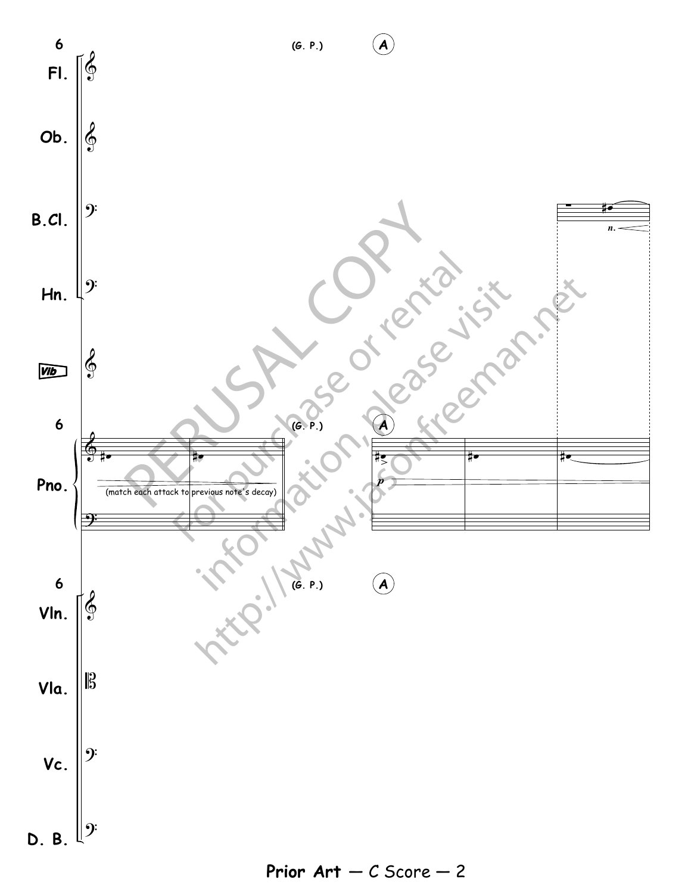6

(G. P.)

A

Fl.

Ob.

B.Cl.

Hn.

Vib

Pno.

(match each attack to previous note's decay)

*p*

*n.*

Vln.

Vla.

Vc.

D. B.

PERUSAL COPY

For purchase or rental information, please visit http://www.jasonfreeman.net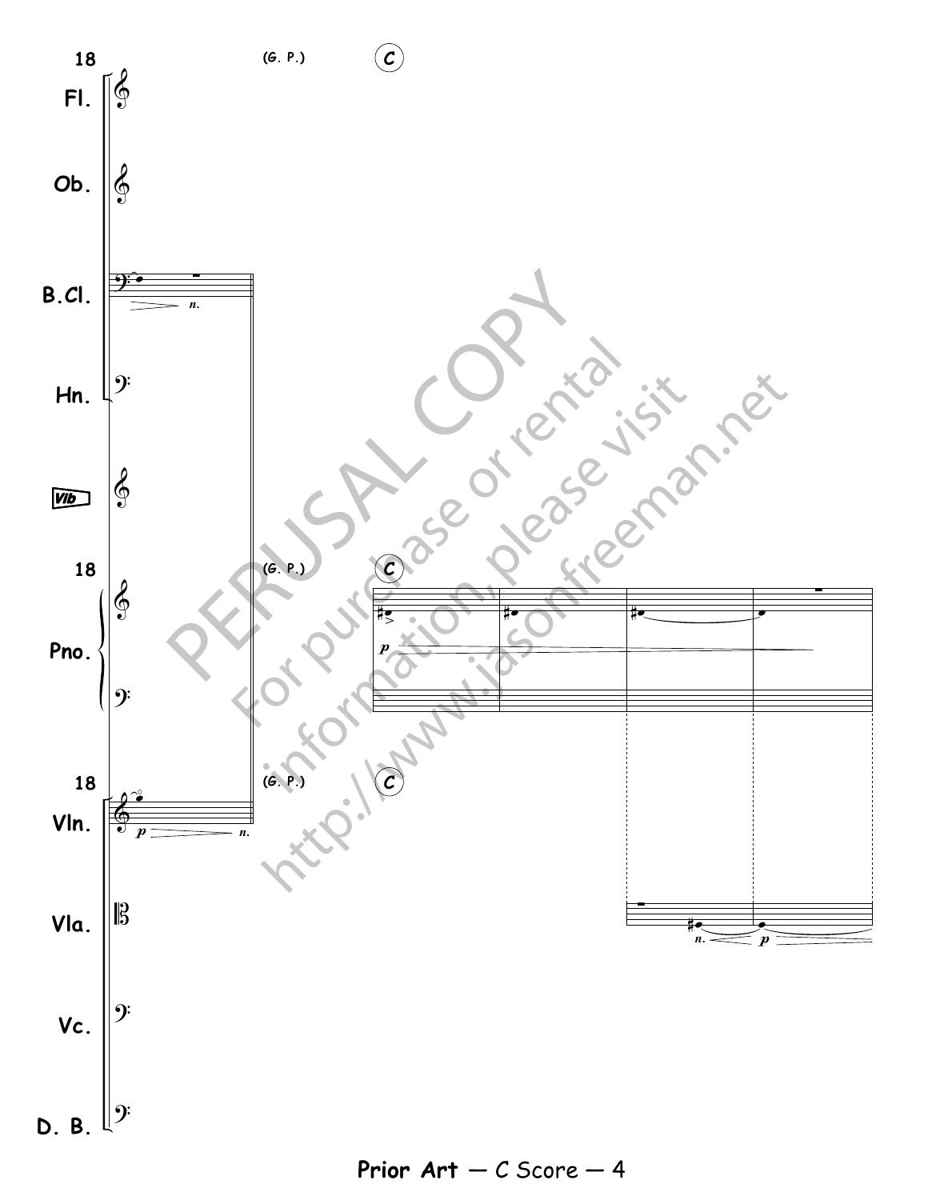18

(G. P.)

C

Fl.

Ob.

B.Cl.

Hn.

Vib

Pno.

Vln.

Vla.

Vc.

D. B.

PERUSAL COPY

For purchase or rental information, please visit http://www.jasonfreeman.net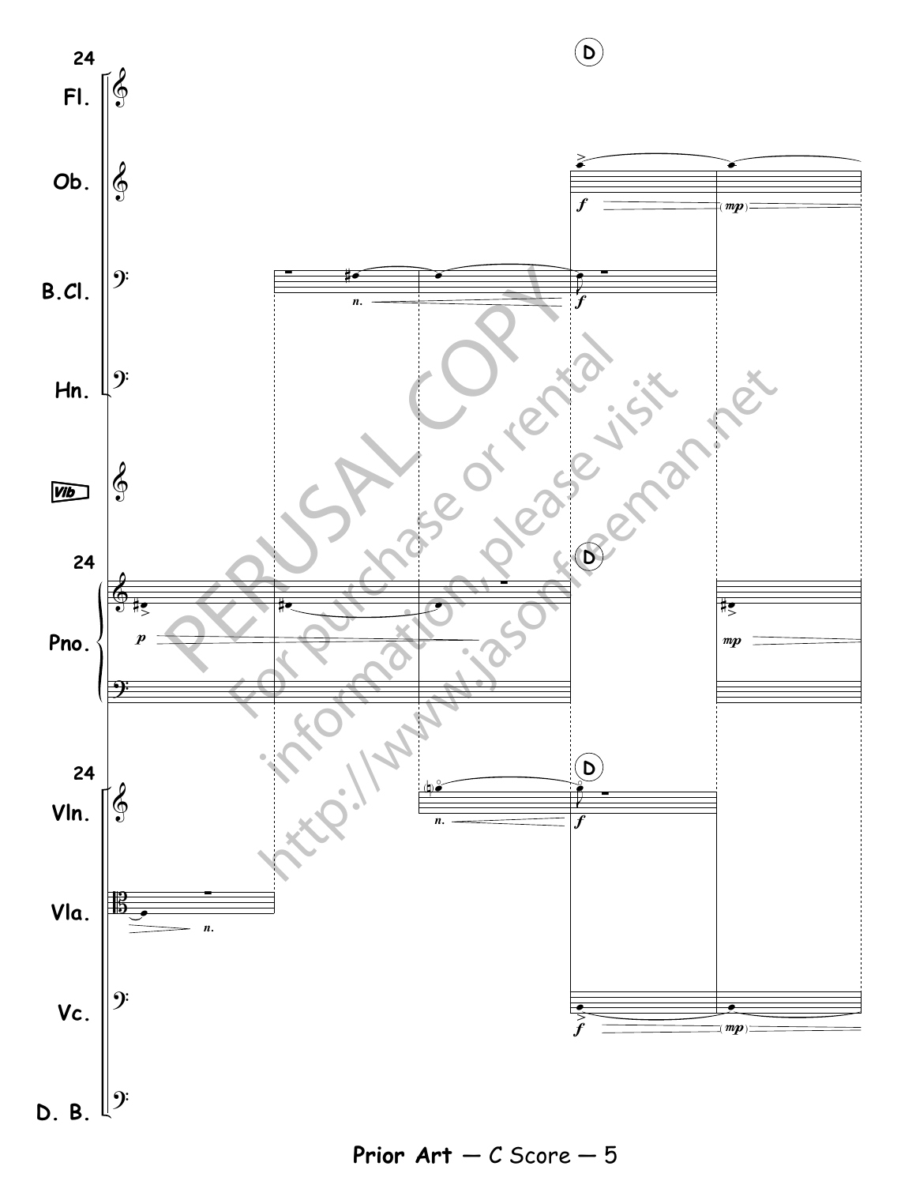PERUSAL COPY

For purchase or rental information, please visit http://www.jasonfreeman.net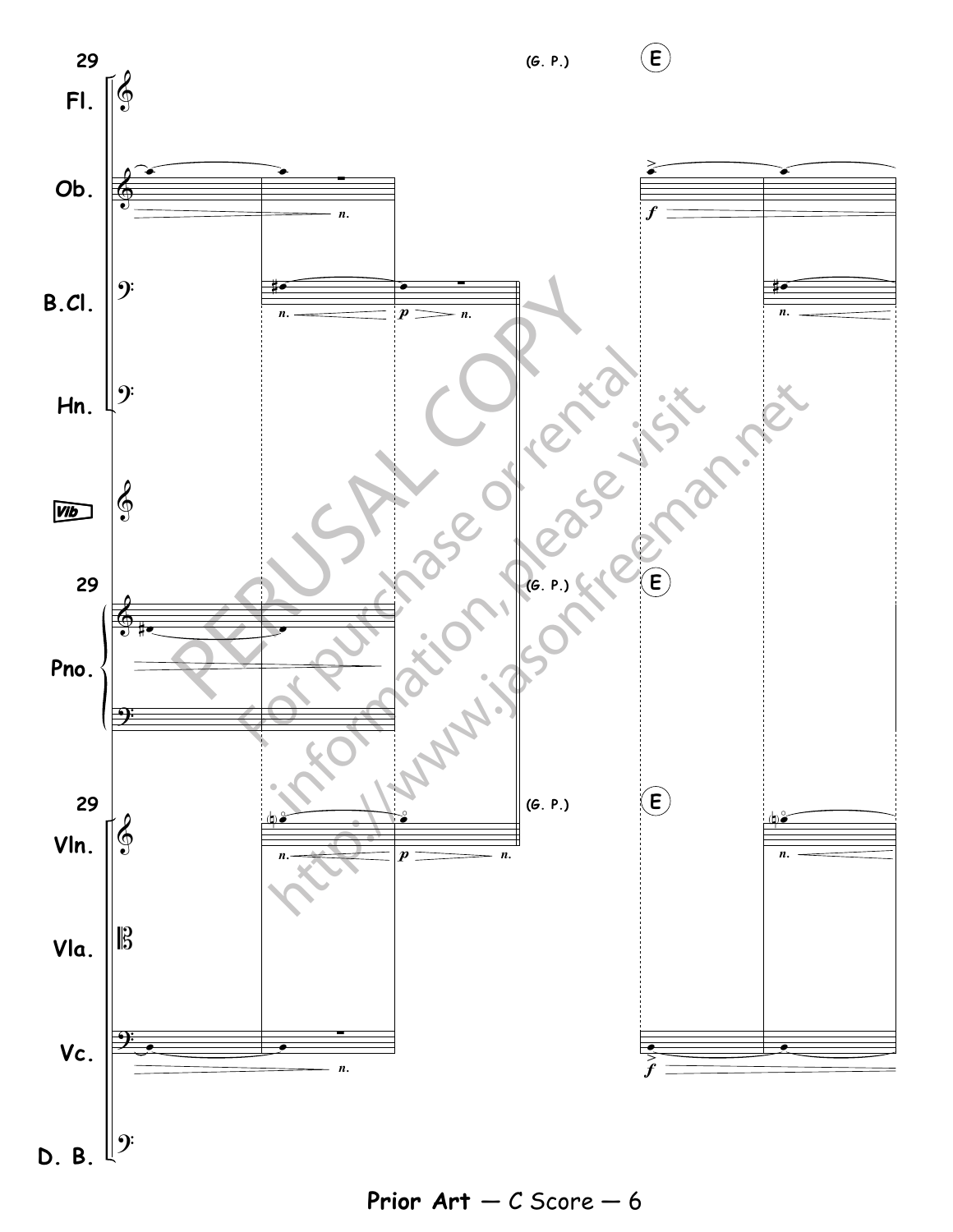29

(G. P.)

E

Fl.

Ob.

B.Cl.

Hn.

Vib

Pno.

Vln.

Vla.

Vc.

D. B.

PERUSAL COPY
For purchase or rental
information, please visit
http://www.jasonfreeman.net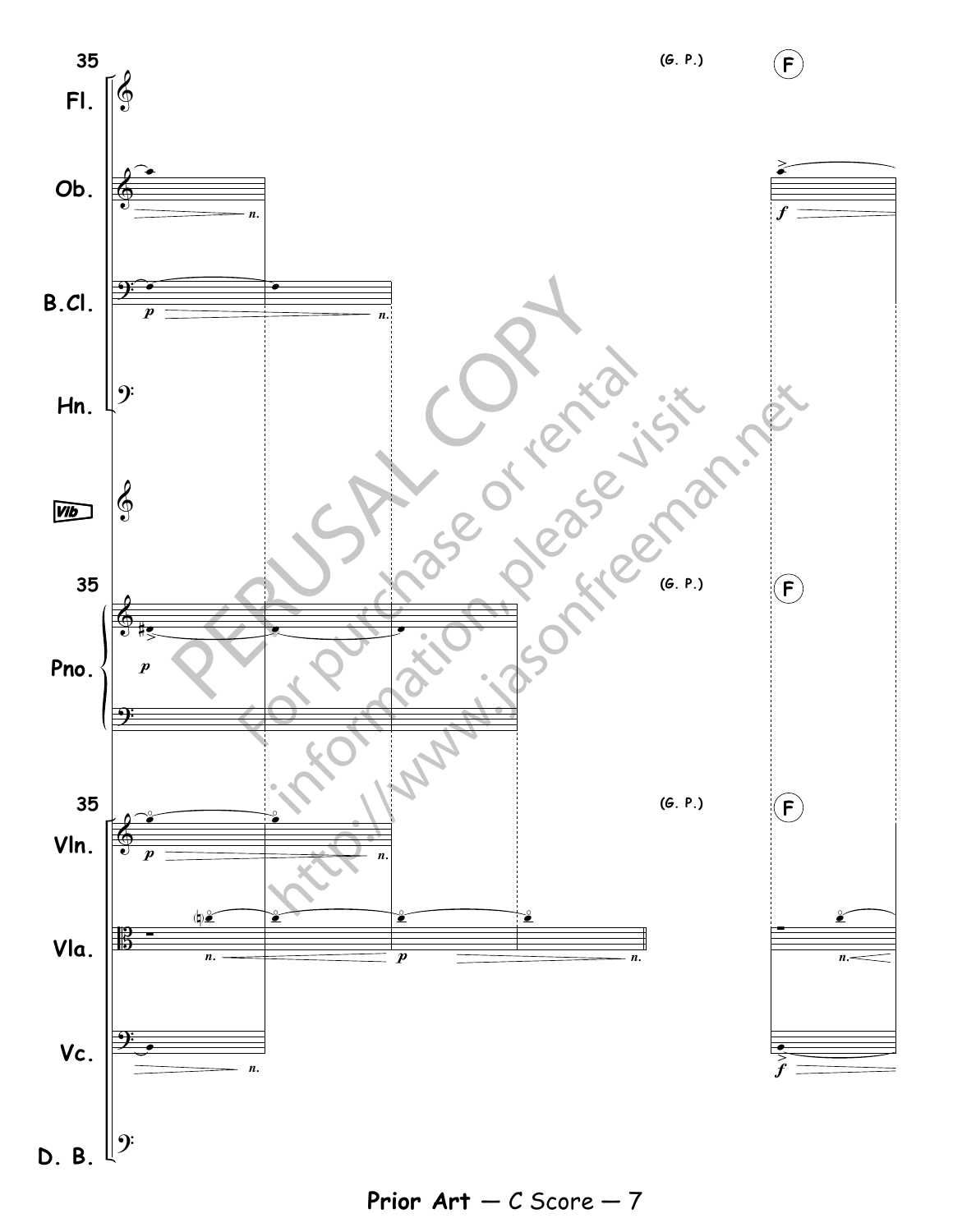35

Fl.

Ob.

B.Cl.

Hn.

Vib

Pno.

Vln.

Vla.

Vc.

D. B.

(G. P.)

F

*p*

*n.*

*f*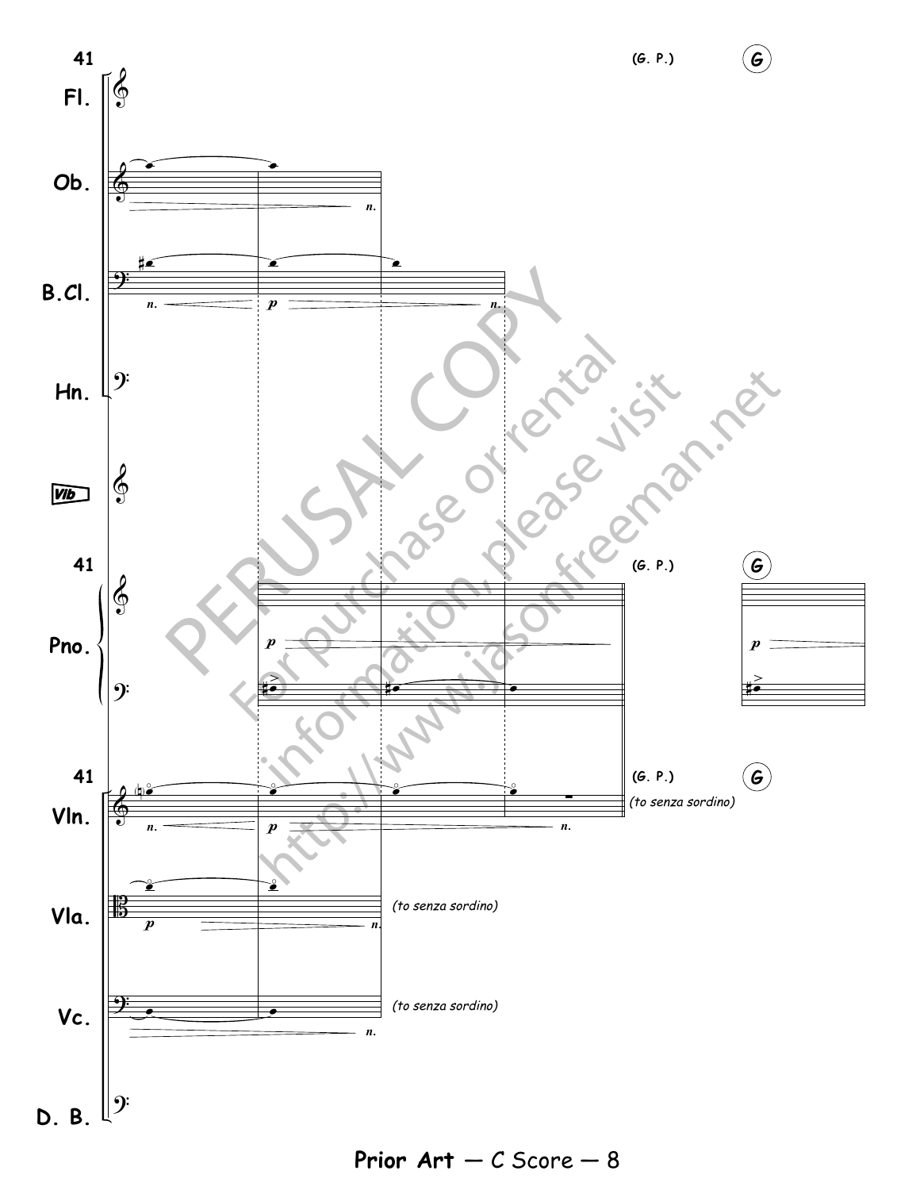41

(G. P.) **G**

Fl.

Ob.

*n.*

B.Cl.

*n.* *p* *n.*

Hn.

Vib

41

(G. P.) **G**

Pno.

*p*

*p*

41

(G. P.) **G**

Vln.

*n.* *p* *n.*

*(to senza sordino)*

Vla.

*p* *n.*

*(to senza sordino)*

Vc.

*n.*

*(to senza sordino)*

D. B.

PERUSAL COPY
For purchase or rental information, please visit
http://www.jasonfreeman.net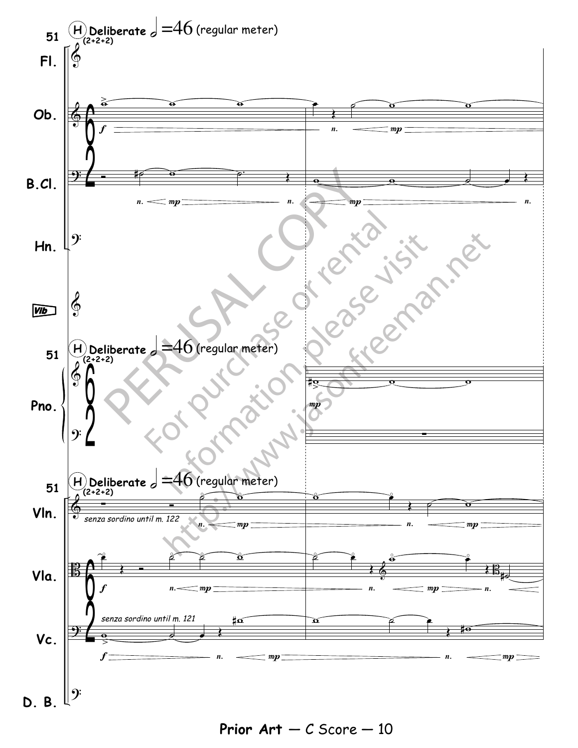51 (H) Deliberate 𝅗𝅥 =46 (regular meter)

(2+2+2)

Fl.

Ob.

B.Cl.

Hn.

Vib

Pno.

Vln.

*senza sordino until m. 122*

Vla.

Vc.

*senza sordino until m. 121*

D. B.

PERUSAL COPY

For purchase or rental information, please visit http://www.jasonfreeman.net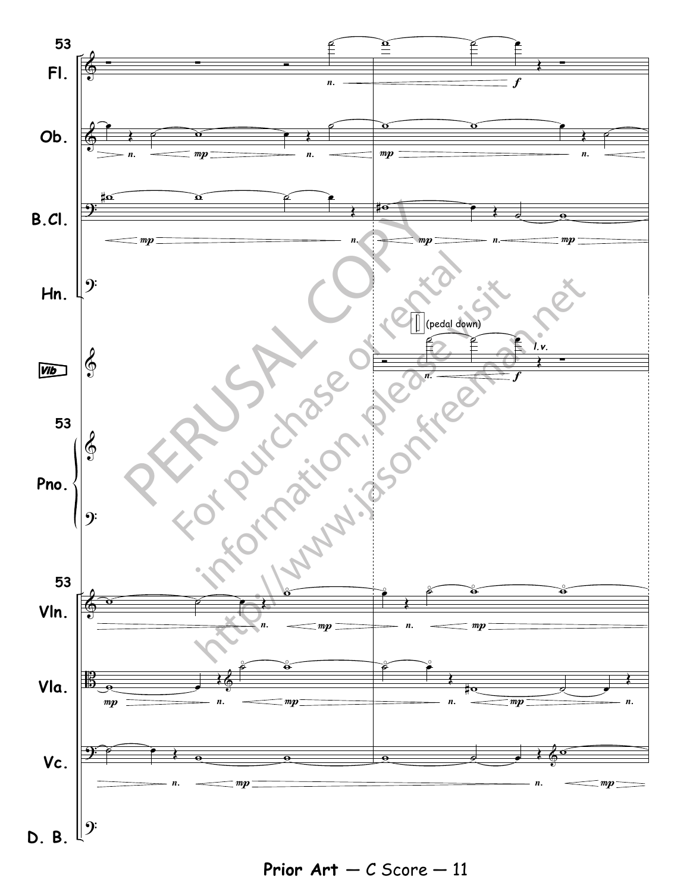PERUSAL COPY

For purchase or rental information, please visit http://www.jasonfreeman.net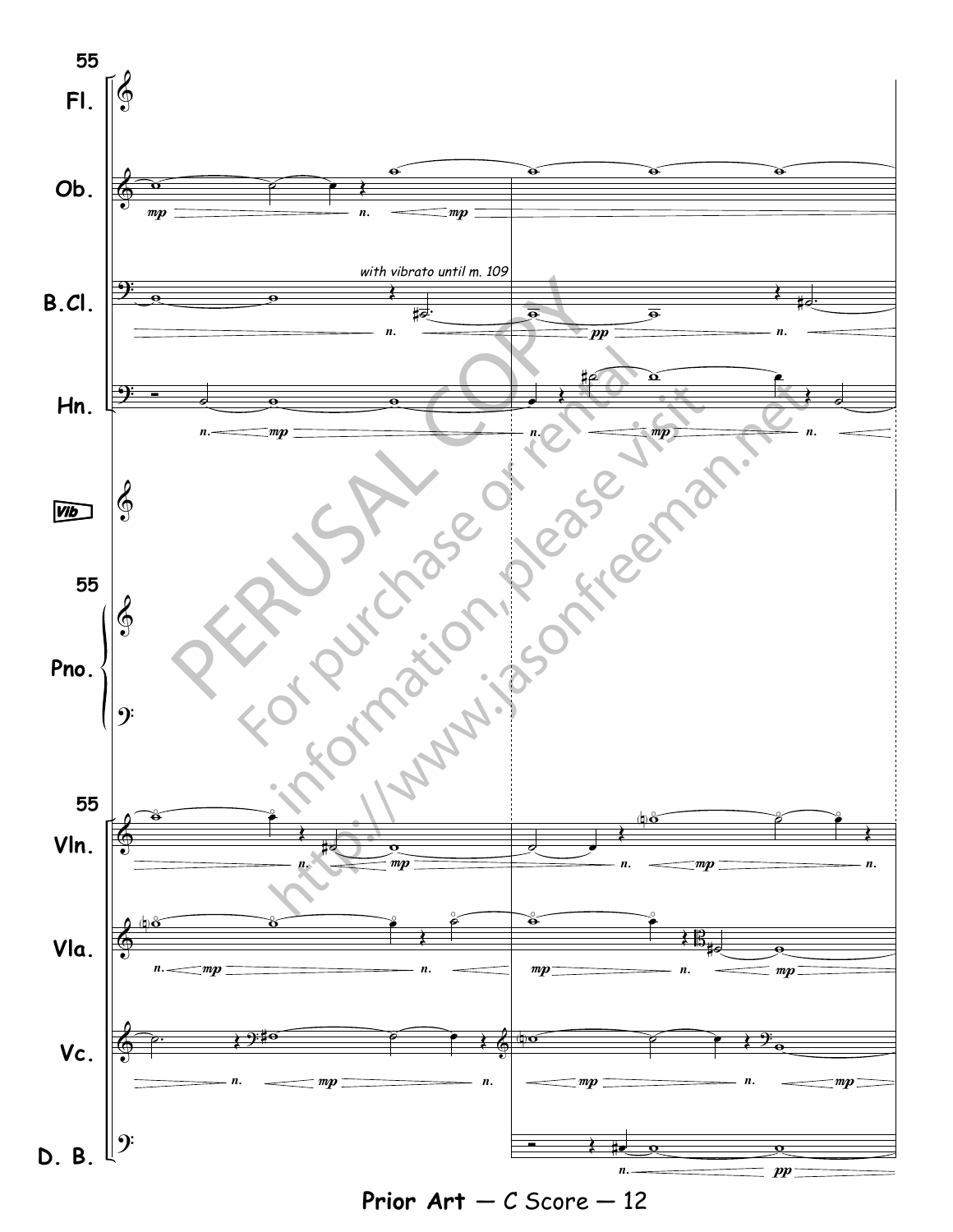*with vibrato until m. 109*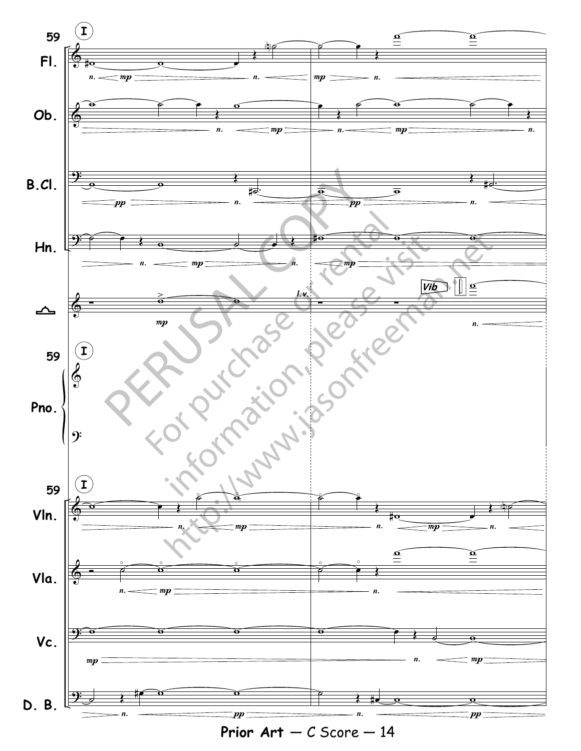PERUSAL COPY

For purchase or rental information, please visit http://www.jasonfreeman.net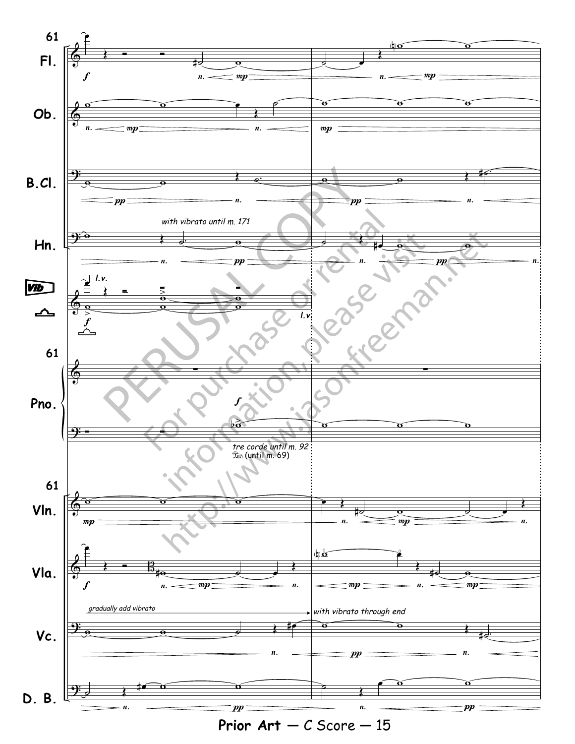61

Fl.

Ob.

B.Cl.

Hn.

*with vibrato until m. 171*

Vib

*l.v.*

Pno.

*tre corde until m. 92*
*Ped. (until m. 69)*

Vln.

Vla.

Vc.

*gradually add vibrato*

*with vibrato through end*

D. B.

PERUSAL COPY
For purchase or rental information, please visit http://www.jasonfreeman.net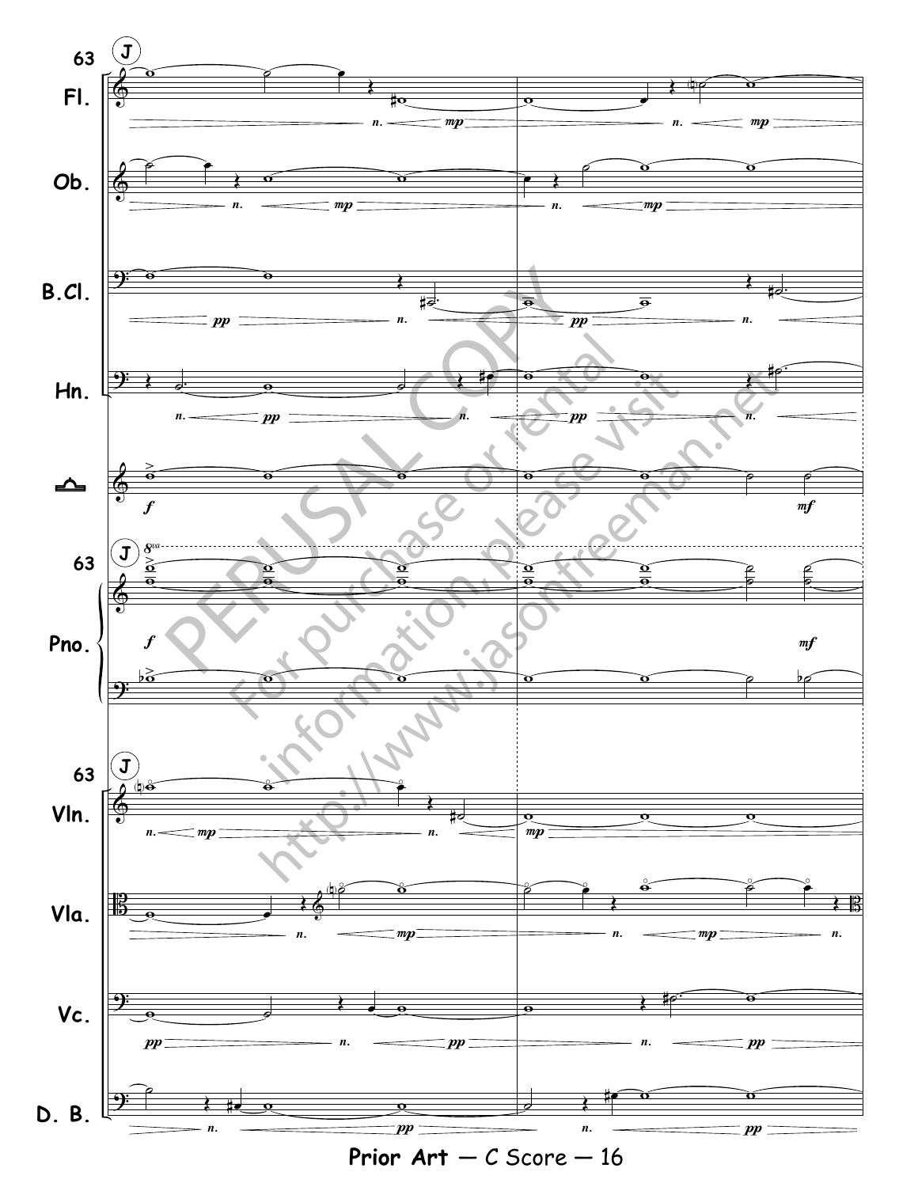PERUSAL COPY

For purchase or rental information, please visit http://www.jasonfreeman.net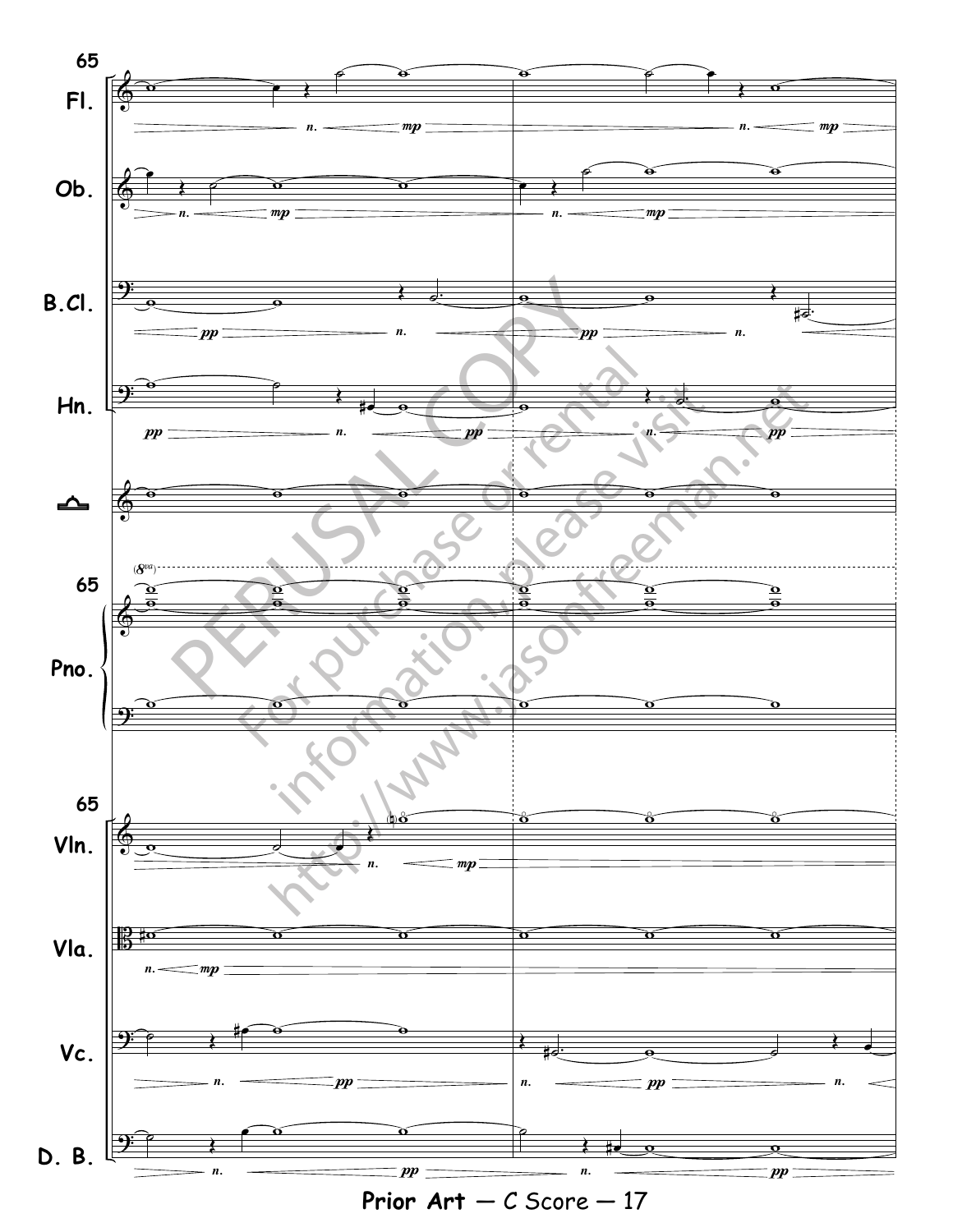PERUSAL COPY

For purchase or rental information, please visit http://www.jasonfreeman.net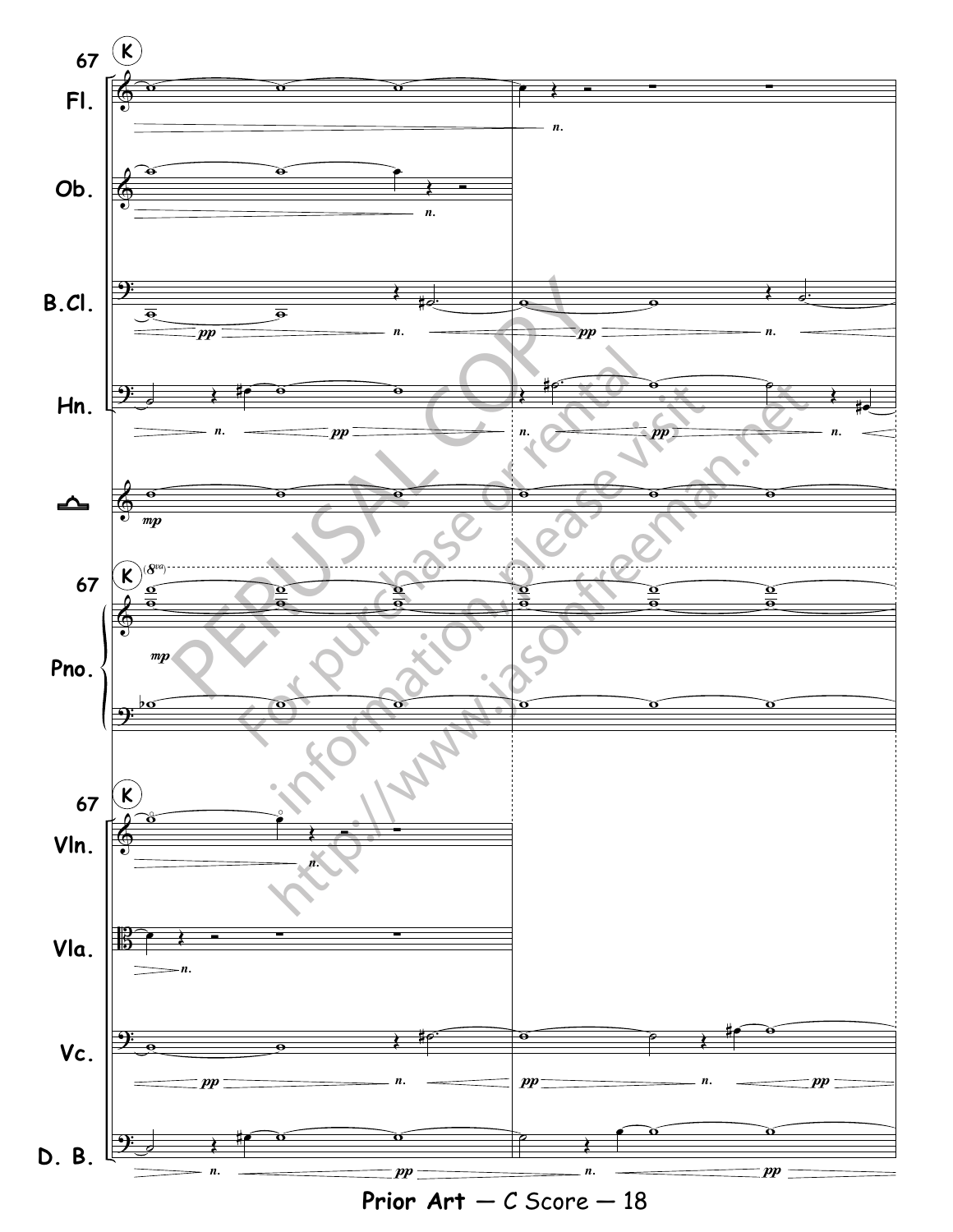PERUSAL COPY

For purchase or rental information, please visit http://www.jasonfreeman.net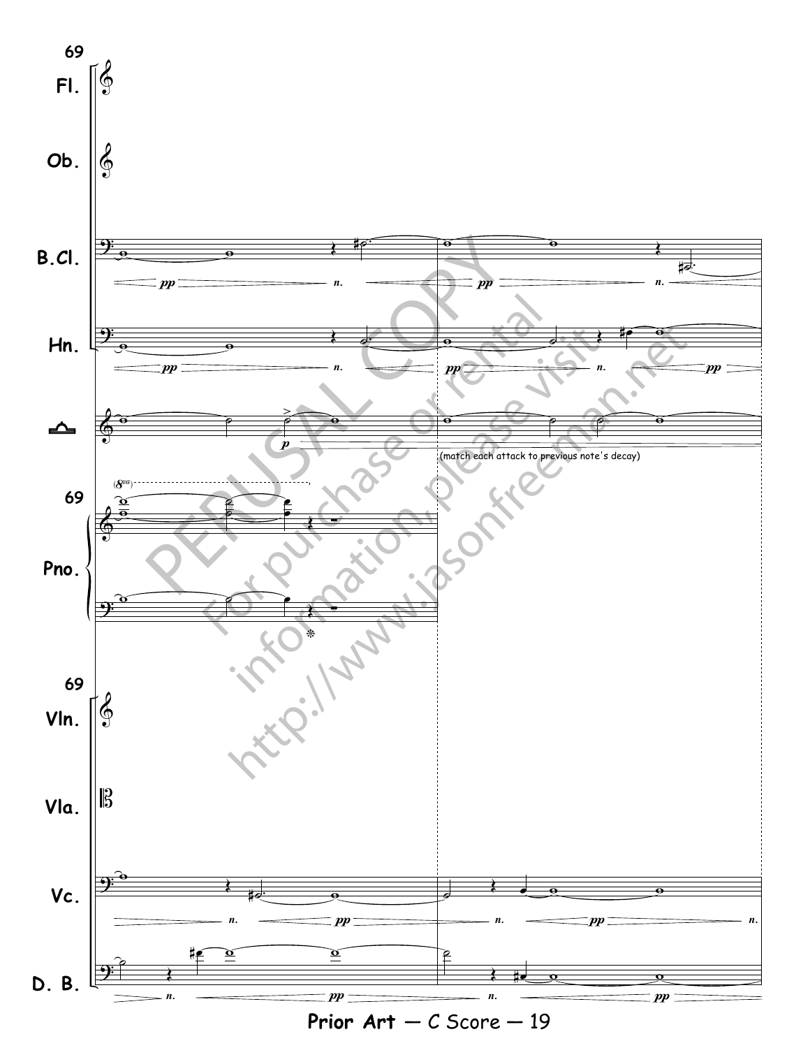PERUSAL COPY

For purchase or rental information, please visit http://www.jasonfreeman.net

(match each attack to previous note's decay)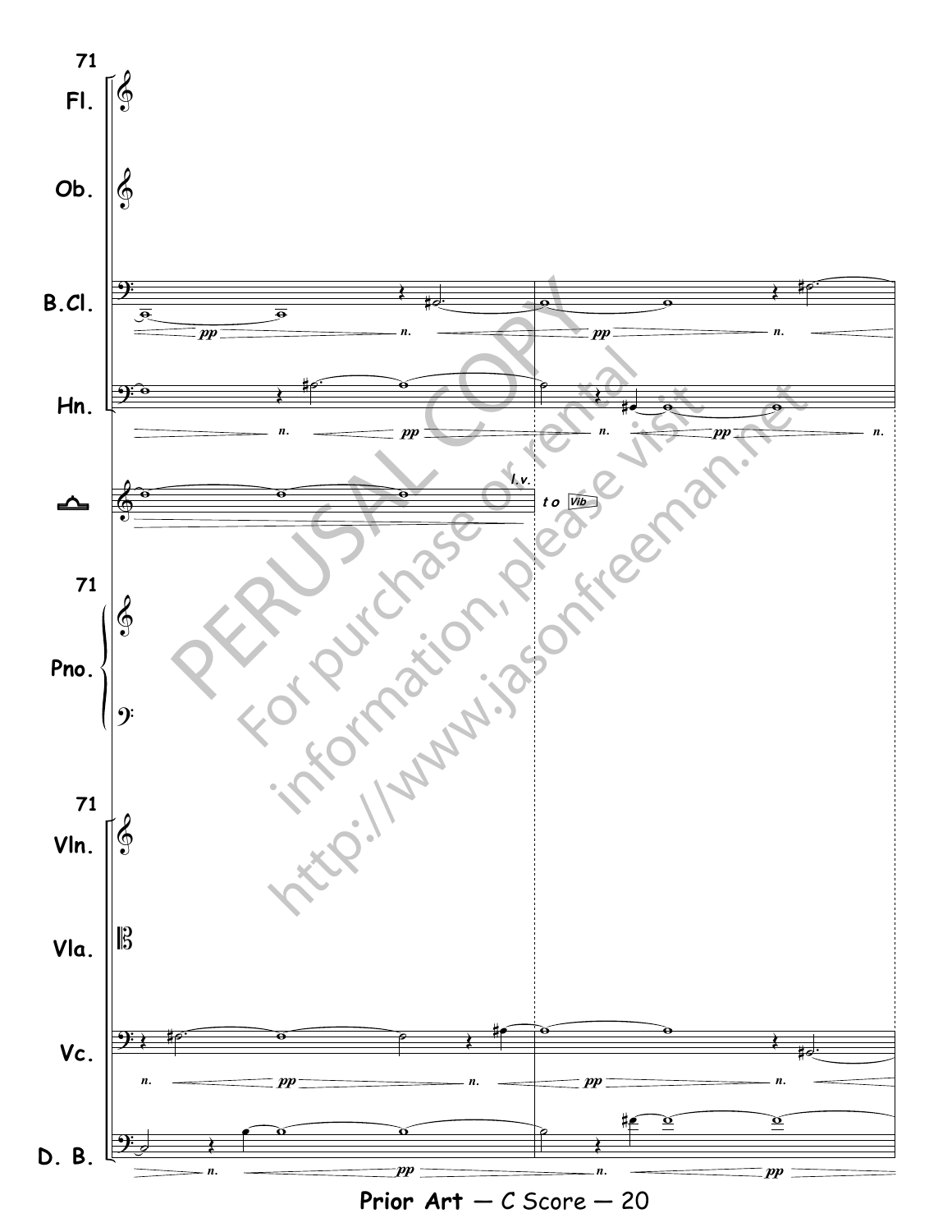PERUSAL COPY

For purchase or rental information, please visit http://www.jasonfreeman.net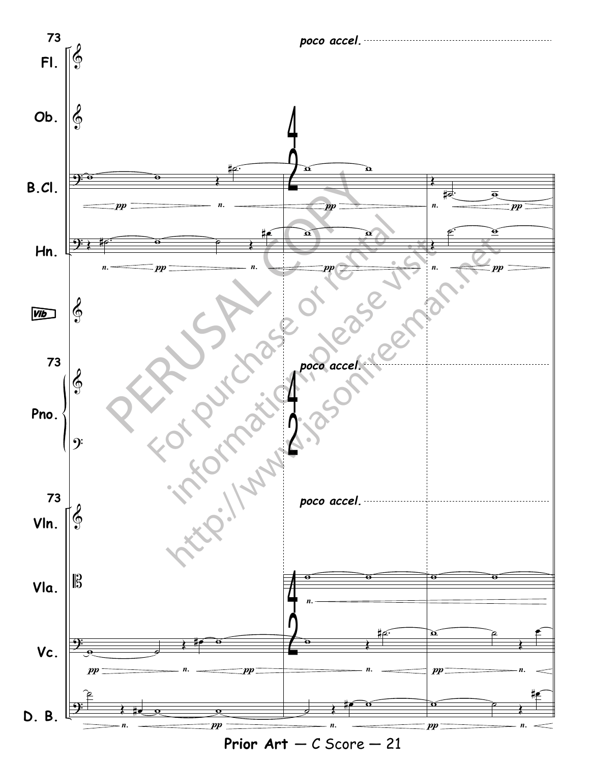73

*poco accel.*

Fl.

Ob.

B.Cl.

Hn.

Vib

Pno.

Vln.

Vla.

Vc.

D. B.

PERUSAL COPY

For purchase or rental information, please visit http://www.jasonfreeman.net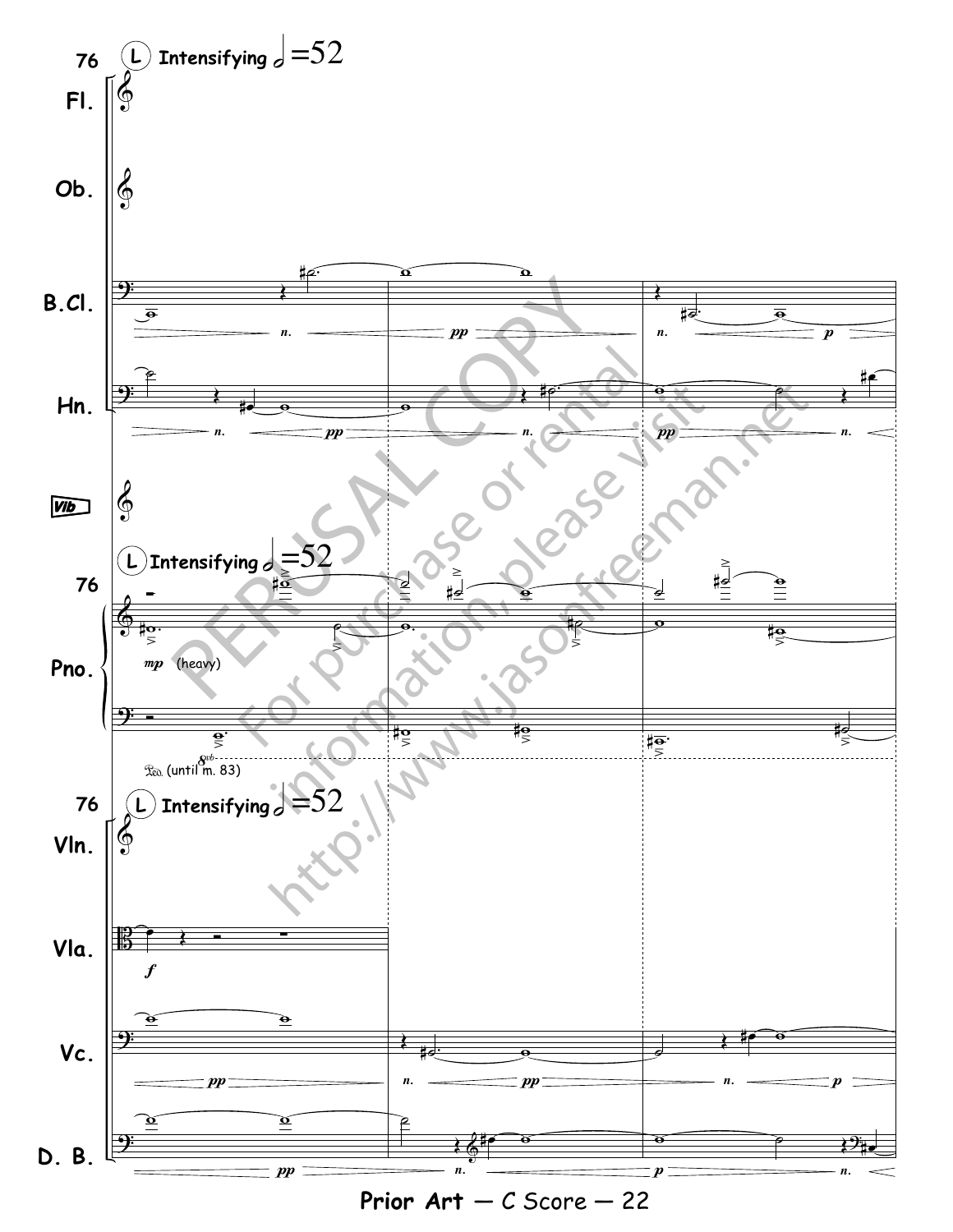76 (L) Intensifying 𝅗𝅥 =52

Fl.

Ob.

B.Cl.

Hn.

Vib

Pno.

*mp* (heavy)

Ped. (until m. 83)

Vln.

Vla.

Vc.

D. B.

PERUSAL COPY
For purchase or rental information, please visit http://www.jasonfreeman.net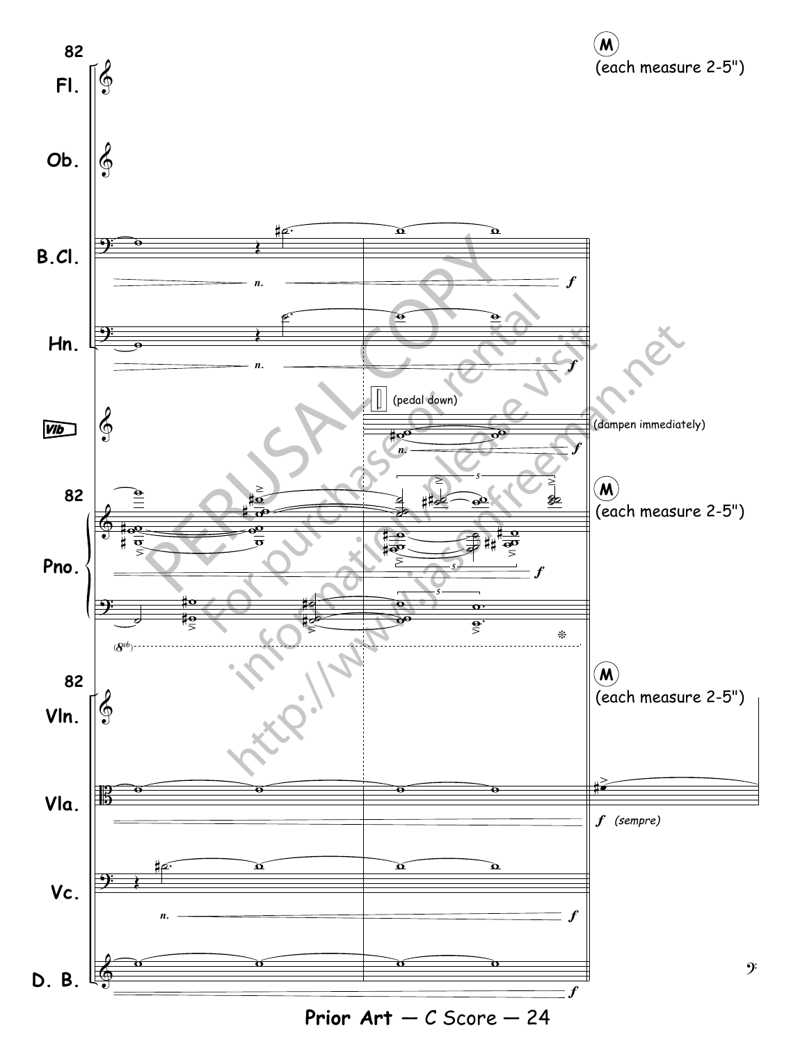82

M (each measure 2-5")

Fl.

Ob.

B.Cl.

Hn.

Vib

(pedal down)

(dampen immediately)

Pno.

Vln.

Vla.

*f* (sempre)

Vc.

D. B.

PERUSAL COPY

For purchase or rental information, please visit http://www.jasonfreeman.net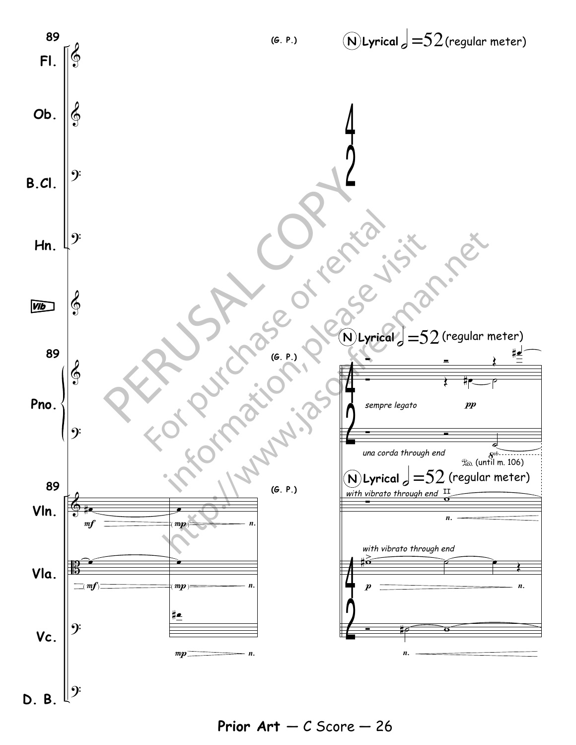89

(G. P.)

**N** **Lyrical** 𝅗𝅥 = 52 (regular meter)

Fl.

Ob.

B.Cl.

Hn.

Vib

Pno.

*sempre legato*

*pp*

*una corda through end*

Ped. (until m. 106)

Vln.

*with vibrato through end*

II

Vla.

*with vibrato through end*

Vc.

D. B.

PERUSAL COPY

For purchase or rental information, please visit http://www.jasonfreeman.net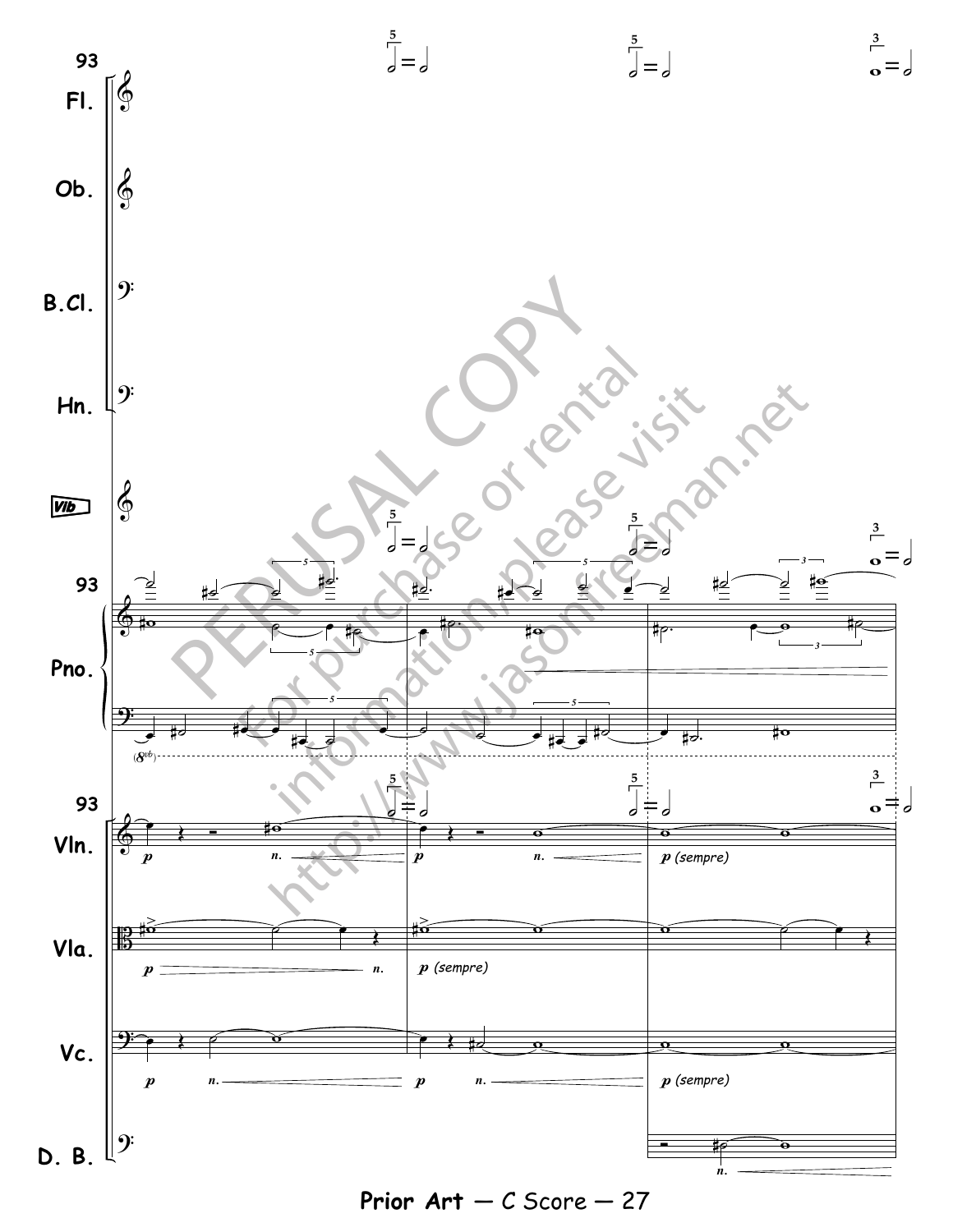PERUSAL COPY

For purchase or rental information please visit http://www.jasonfreeman.net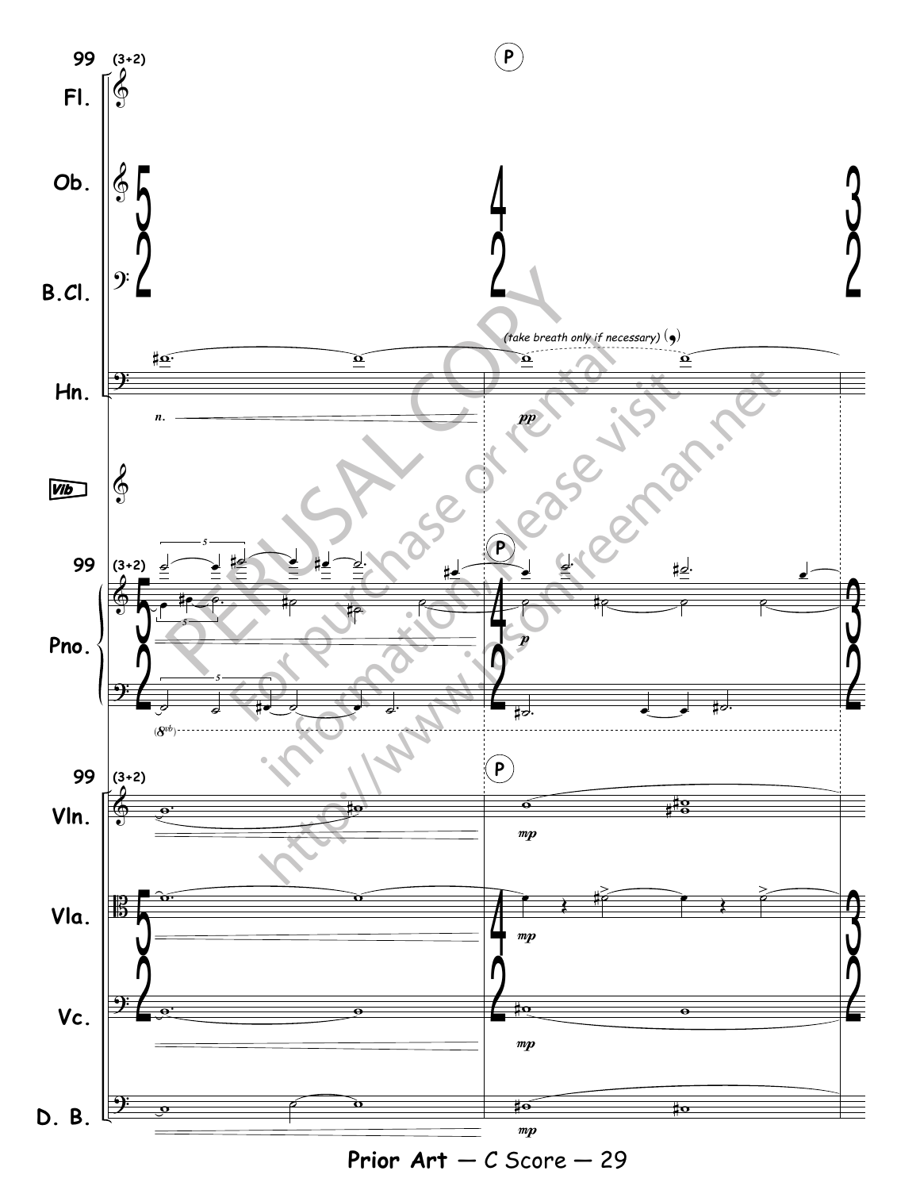99 (3+2)

**P**

Fl.

Ob.

B.Cl.

Hn.

*(take breath only if necessary)*

Vib

Pno.

Vln.

Vla.

Vc.

D. B.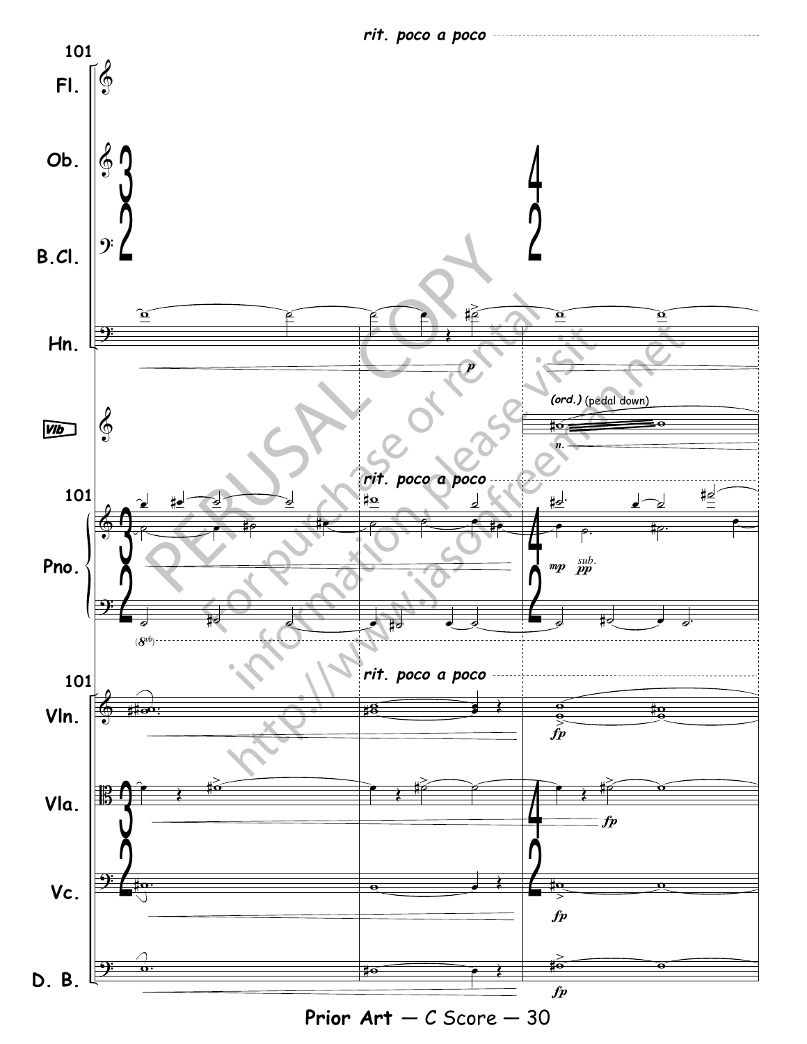*rit. poco a poco*

101

Fl.

Ob.

B.Cl.

Hn.

Vib

*(ord.)* (pedal down)

Pno.

Vln.

Vla.

Vc.

D. B.

PERUSAL COPY

For purchase or rental information, please visit http://www.jasonfreeman.net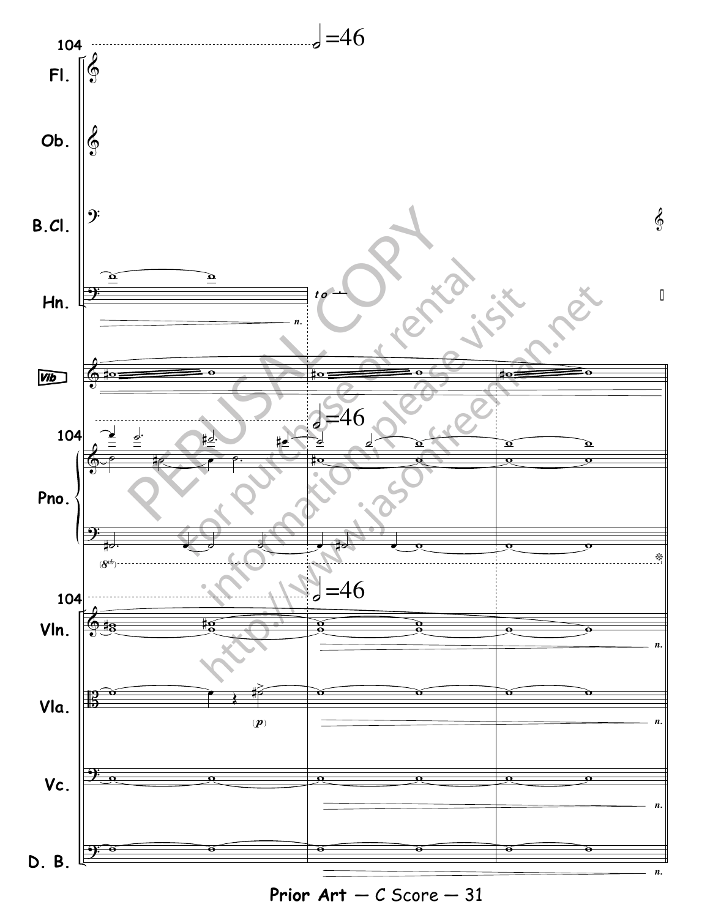PERUSAL COPY

For purchase or rental information, please visit http://www.jasonfreeman.net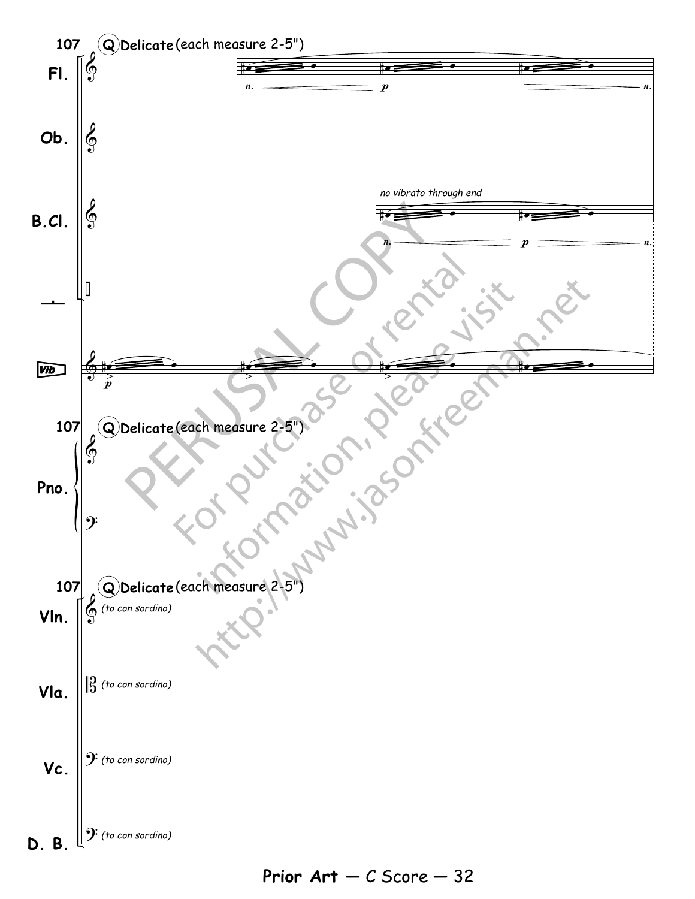107 **Q** **Delicate** (each measure 2-5")

Fl.

Ob.

B.Cl.

Vib

*no vibrato through end*

107 **Q** **Delicate** (each measure 2-5")

Pno.

107 **Q** **Delicate** (each measure 2-5")

Vln. *(to con sordino)*

Vla. *(to con sordino)*

Vc. *(to con sordino)*

D. B. *(to con sordino)*

PERUSAL COPY
For purchase or rental information, please visit http://www.jasonfreeman.net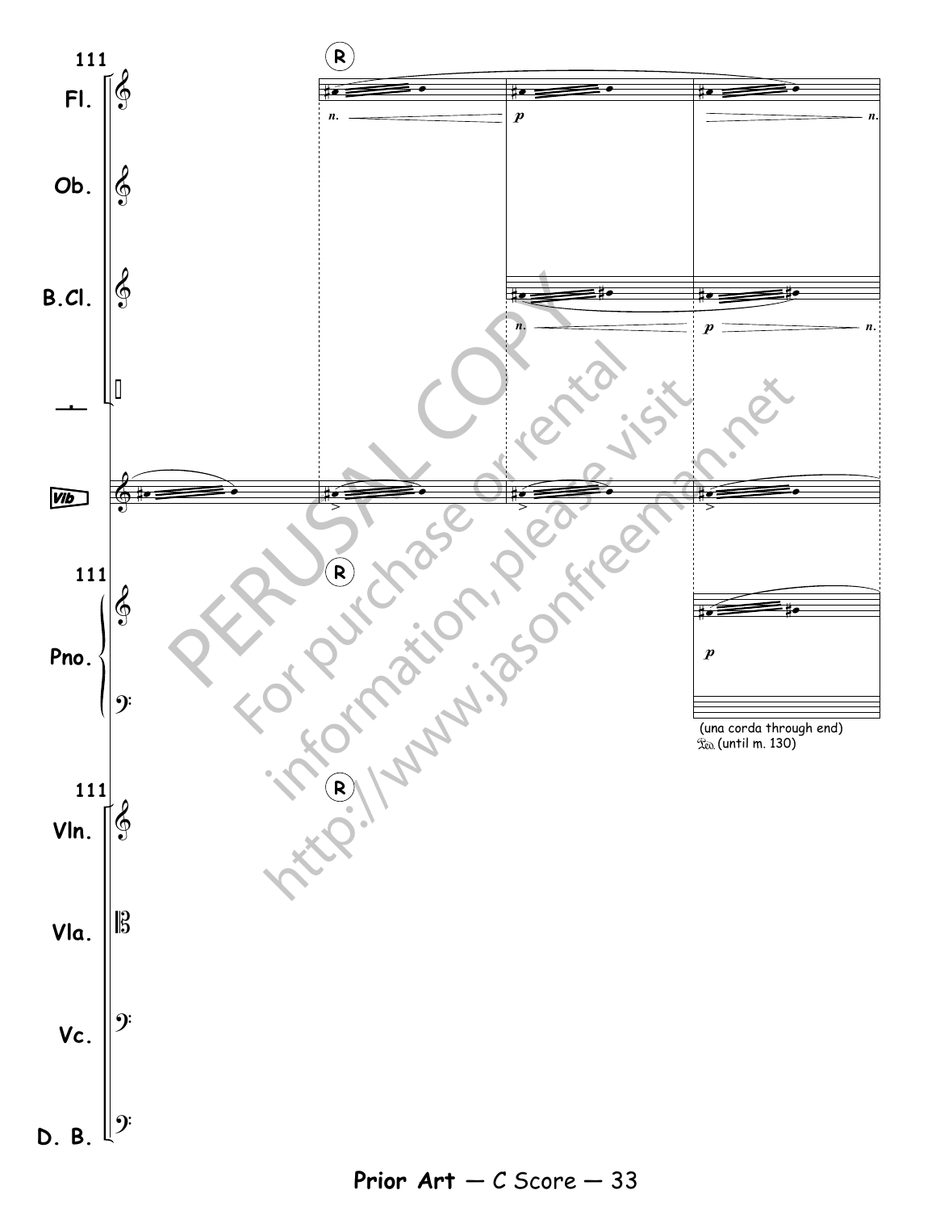111

R

Fl.

Ob.

B.Cl.

Vib

Pno.

Vln.

Vla.

Vc.

D. B.

*n.* *p* *n.*

*n.* *p* *n.*

*p*

(una corda through end)
Ped. (until m. 130)

PERUSAL COPY
For purchase or rental information, please visit http://www.jasonfreeman.net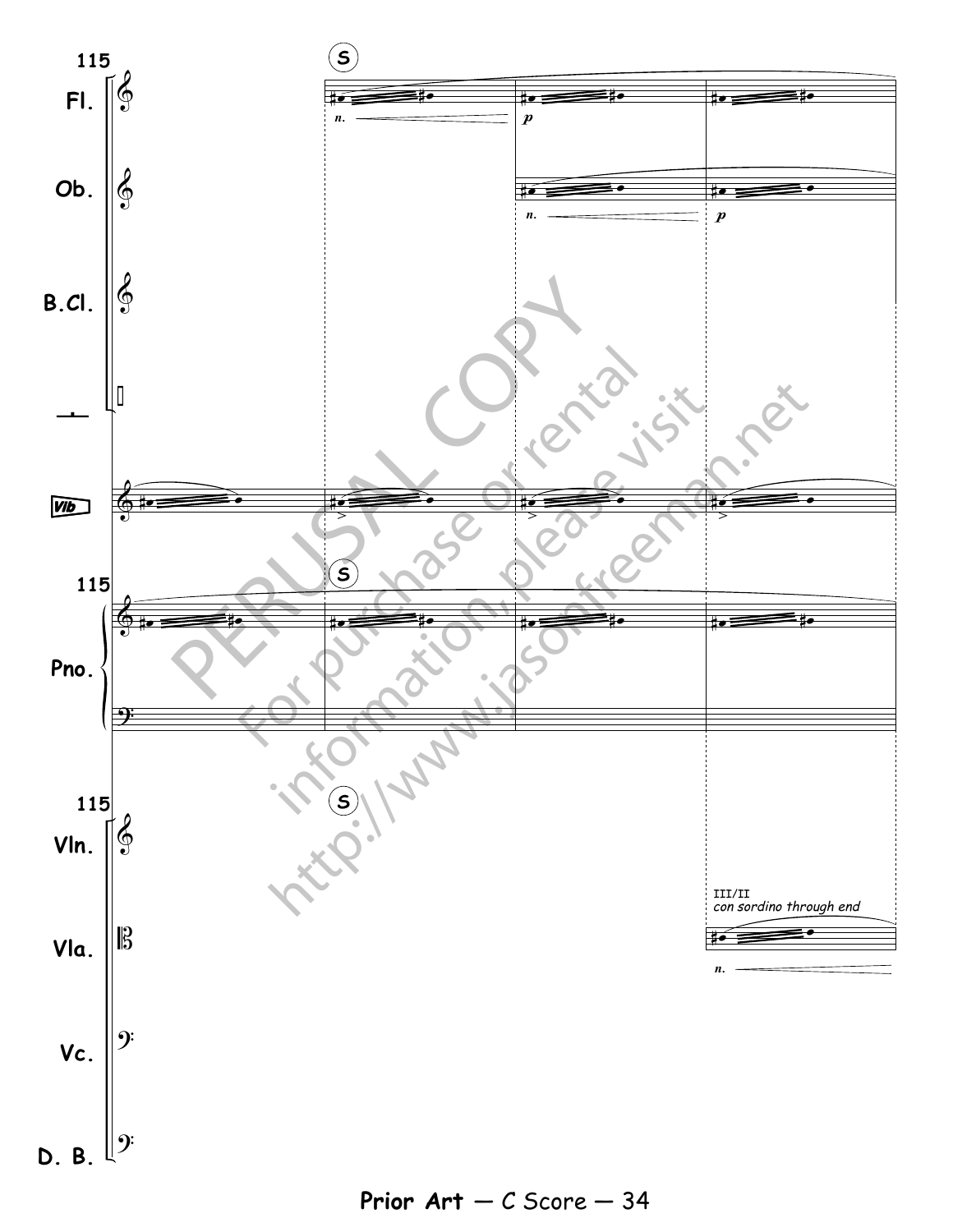115

Fl.

Ob.

B.Cl.

Vib

Pno.

Vln.

Vla.

Vc.

D. B.

S

n.

p

III/II
*con sordino through end*

PERUSAL COPY
For purchase or rental information, please visit http://www.jasonfreeman.net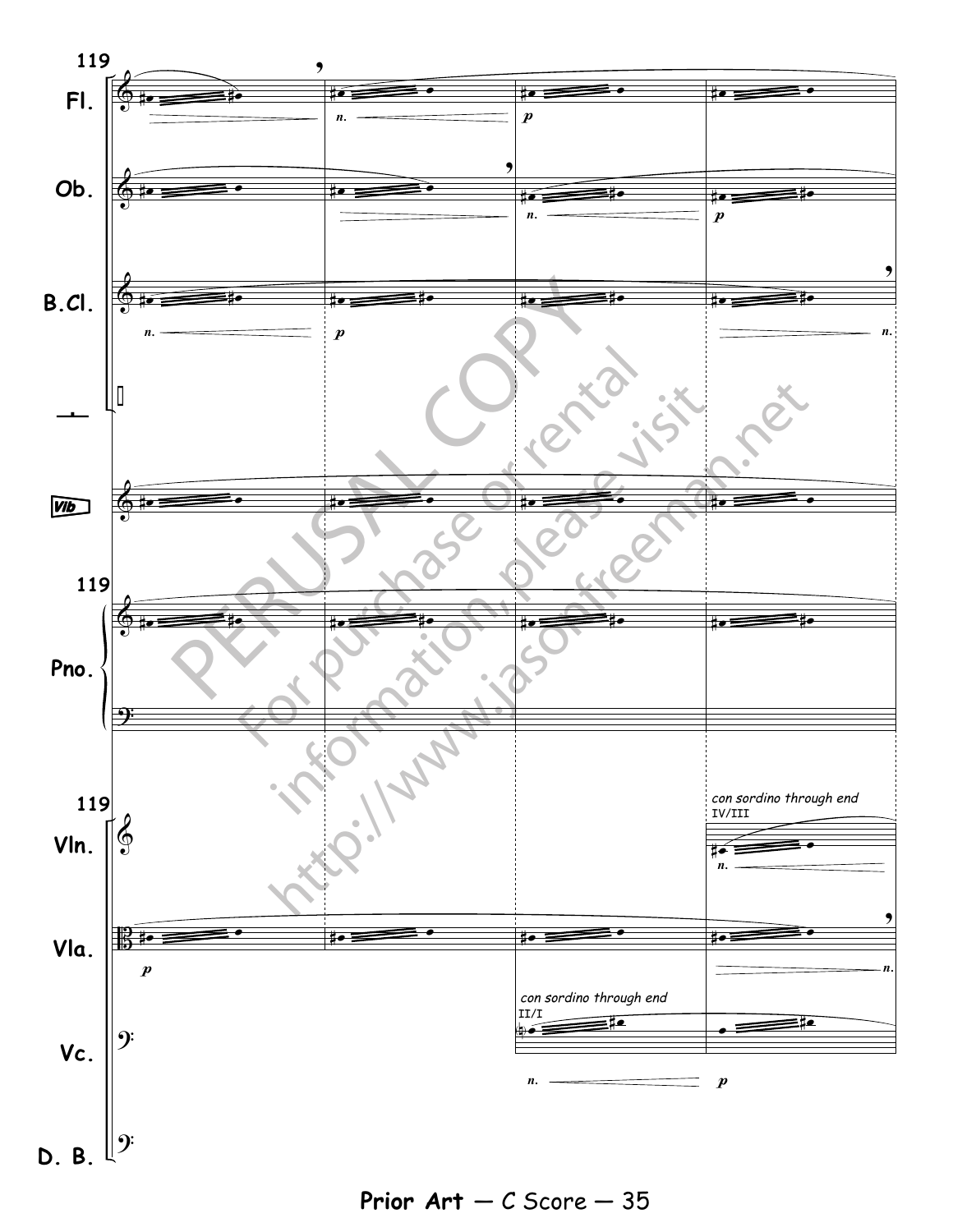119

Fl.

Ob.

B.Cl.

Vib

Pno.

Vln.

*con sordino through end*
IV/III

Vla.

Vc.

*con sordino through end*
II/I

D. B.

PERUSAL COPY
For purchase or rental information, please visit http://www.jasonfreeman.net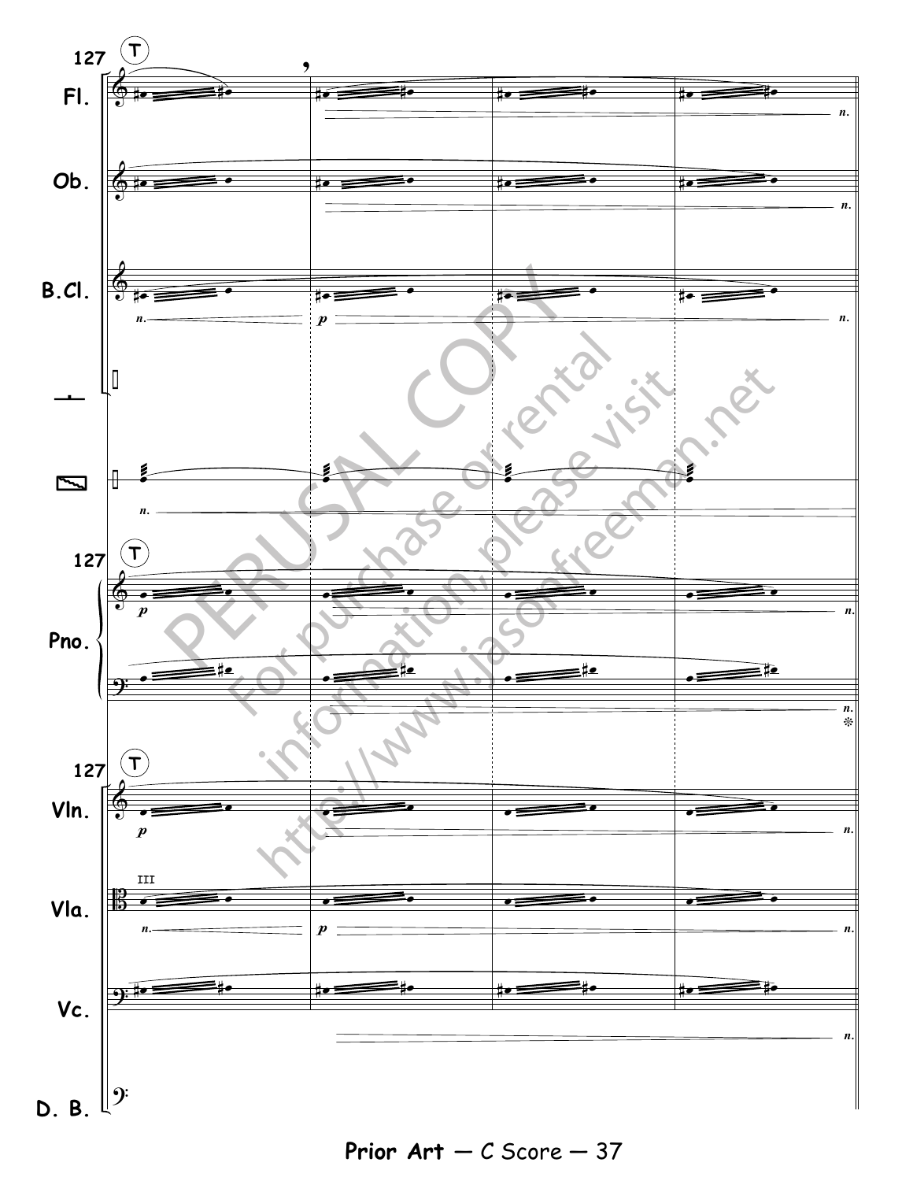PERUSAL COPY

For purchase or rental information, please visit http://www.jasonfreeman.net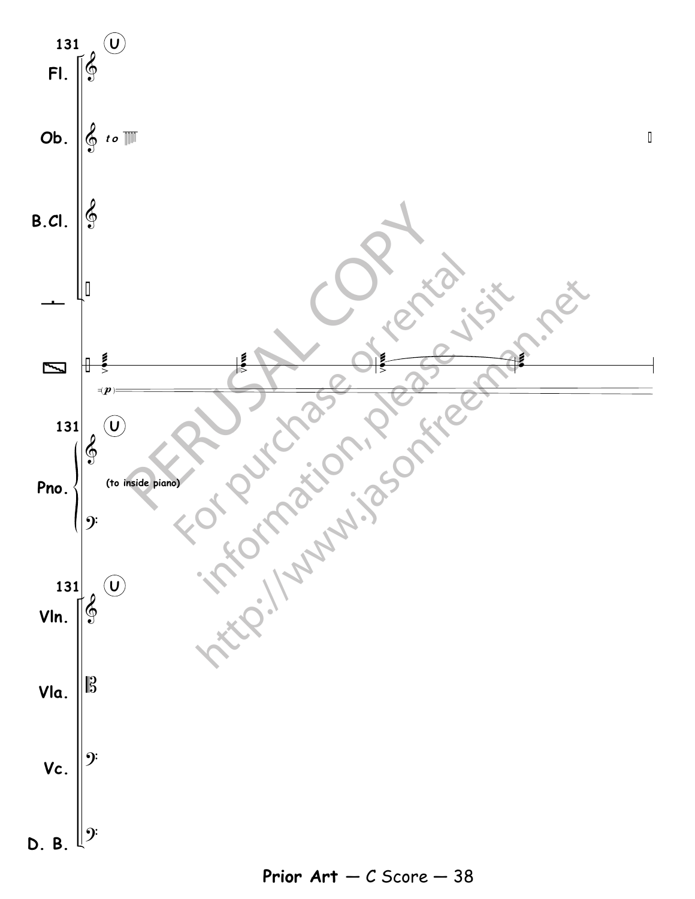131 U

Fl.

Ob. *to*

B.Cl.

(*p*)

Pno.

(to inside piano)

Vln.

Vla.

Vc.

D. B.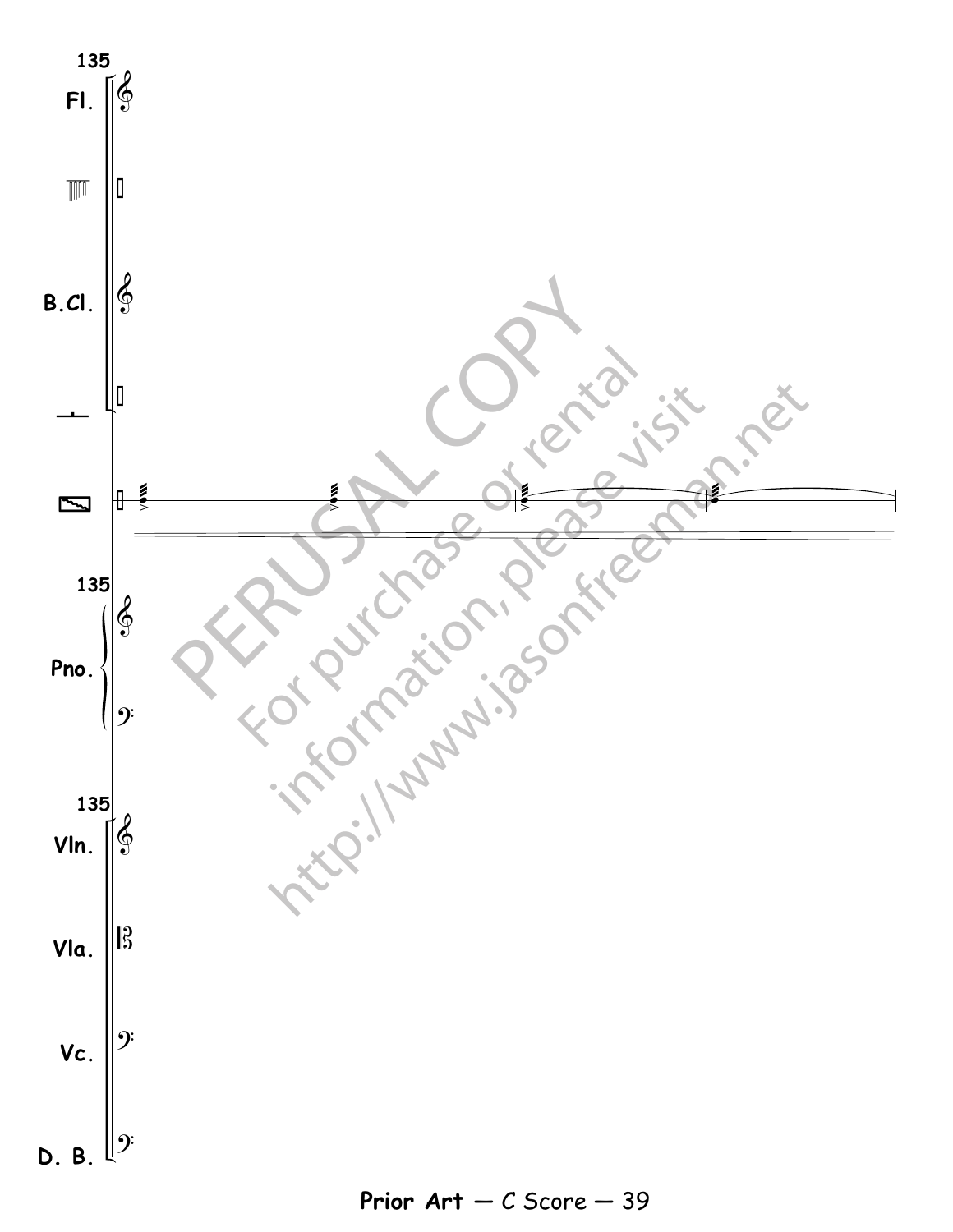135

Fl.

B.Cl.

135

Pno.

135

Vln.

Vla.

Vc.

D. B.

PERUSAL COPY
For purchase or rental
information, please visit
http://www.jasonfreeman.net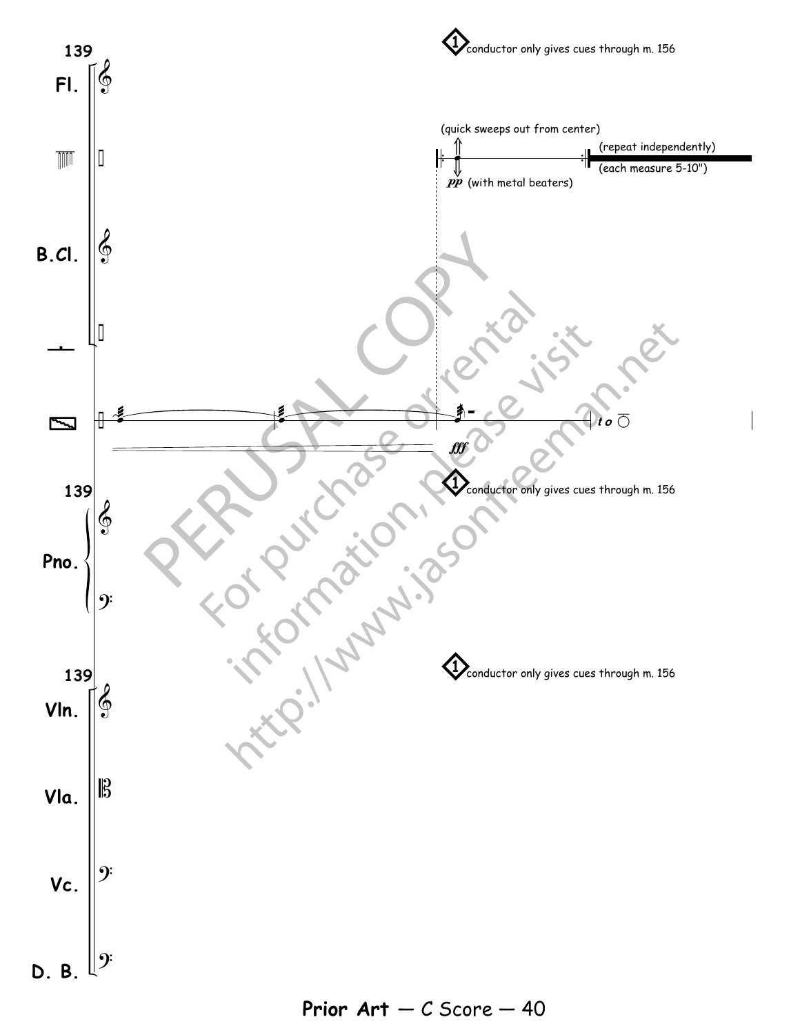139

Fl.

B.Cl.

Pno.

Vln.

Vla.

Vc.

D. B.

1 conductor only gives cues through m. 156

(quick sweeps out from center)

(repeat independently)

(each measure 5-10")

*pp* (with metal beaters)

*fff*

to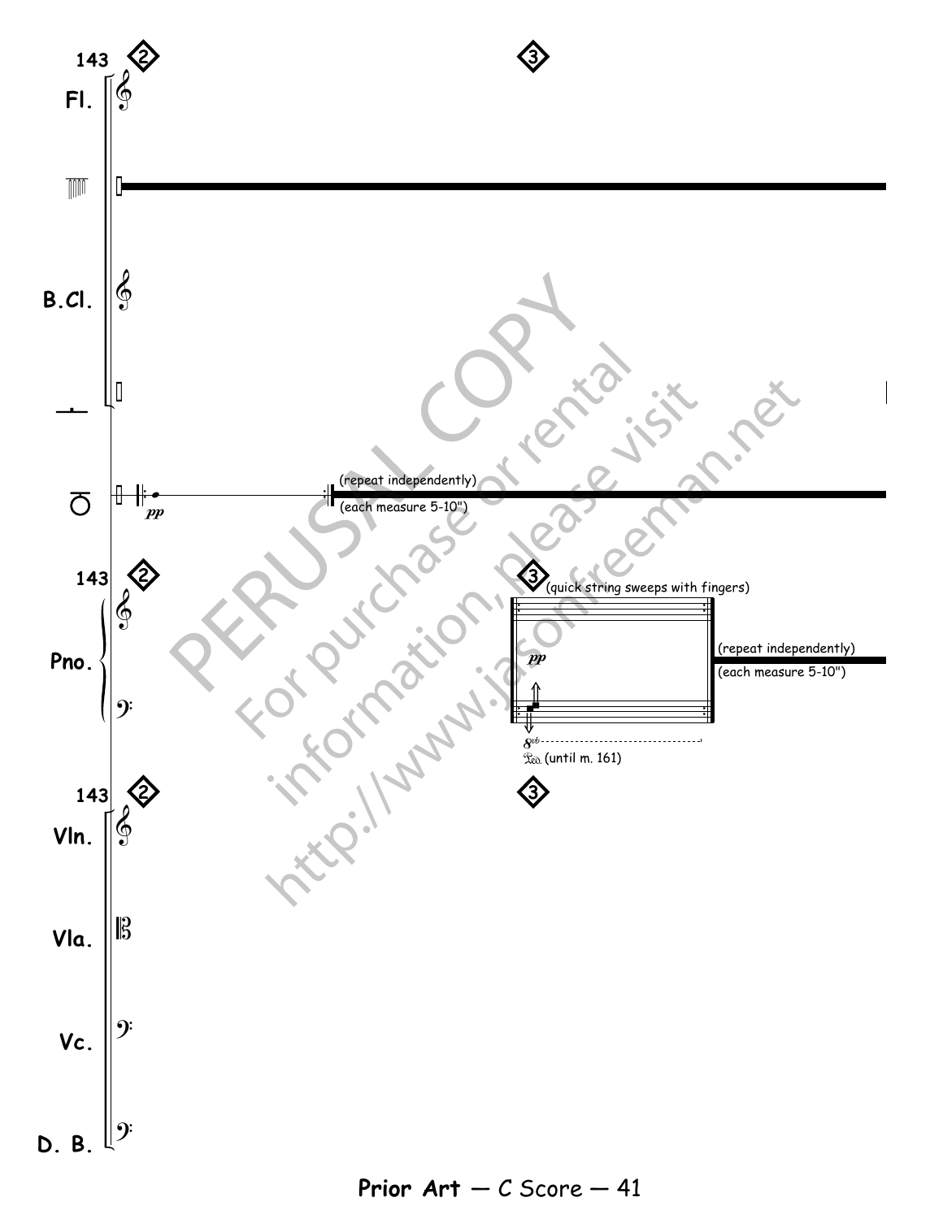143

Fl.

B.Cl.

(repeat independently)

(each measure 5-10")

*pp*

Pno.

(quick string sweeps with fingers)

*pp*

(repeat independently)

(each measure 5-10")

$8^{vb}$

Ped. (until m. 161)

Vln.

Vla.

Vc.

D. B.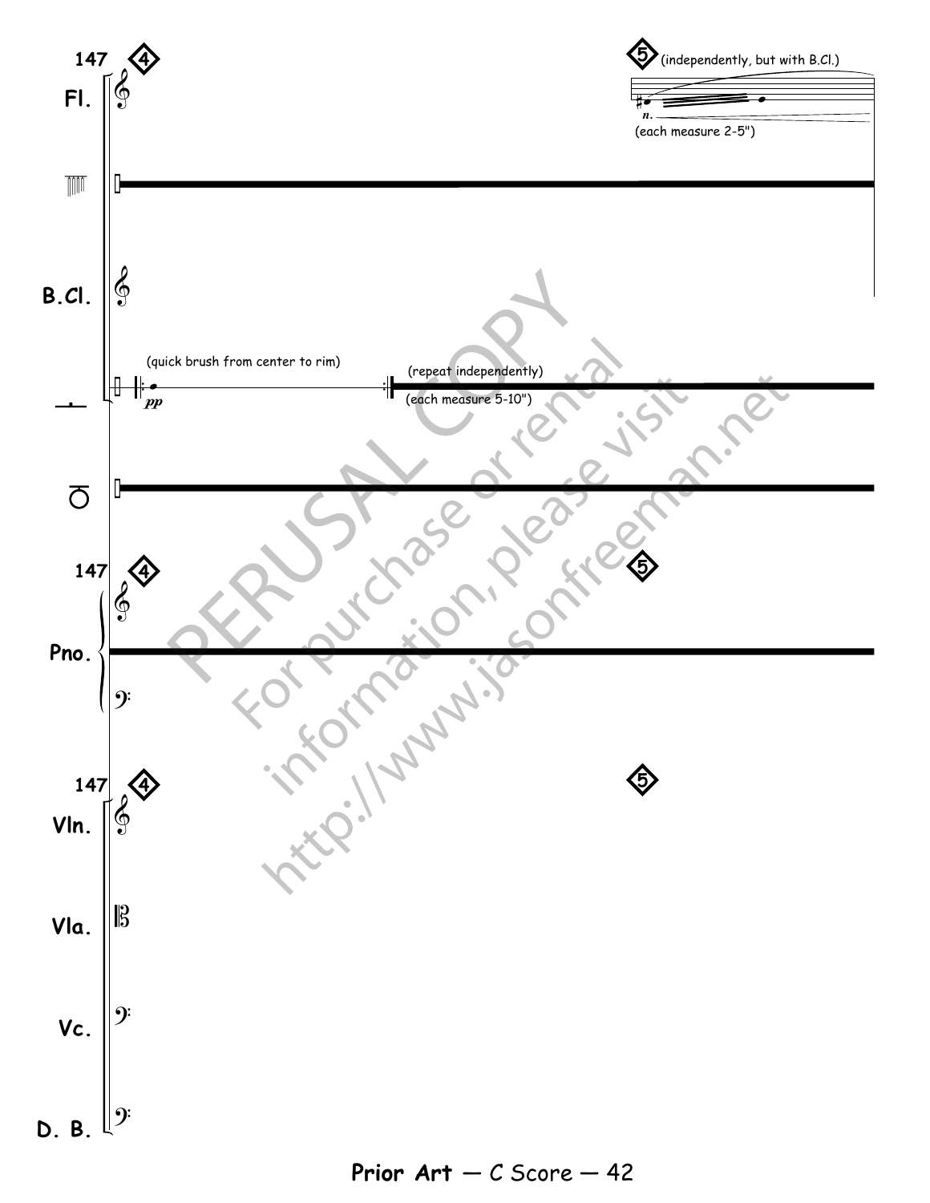147 ④

⑤ (independently, but with B.Cl.)

(each measure 2-5")

Fl.

B.Cl.

(quick brush from center to rim)

*pp*

(repeat independently)

(each measure 5-10")

147 ④

⑤

Pno.

147 ④

⑤

Vln.

Vla.

Vc.

D. B.

PERUSAL COPY
For purchase or rental information, please visit http://www.jasonfreeman.net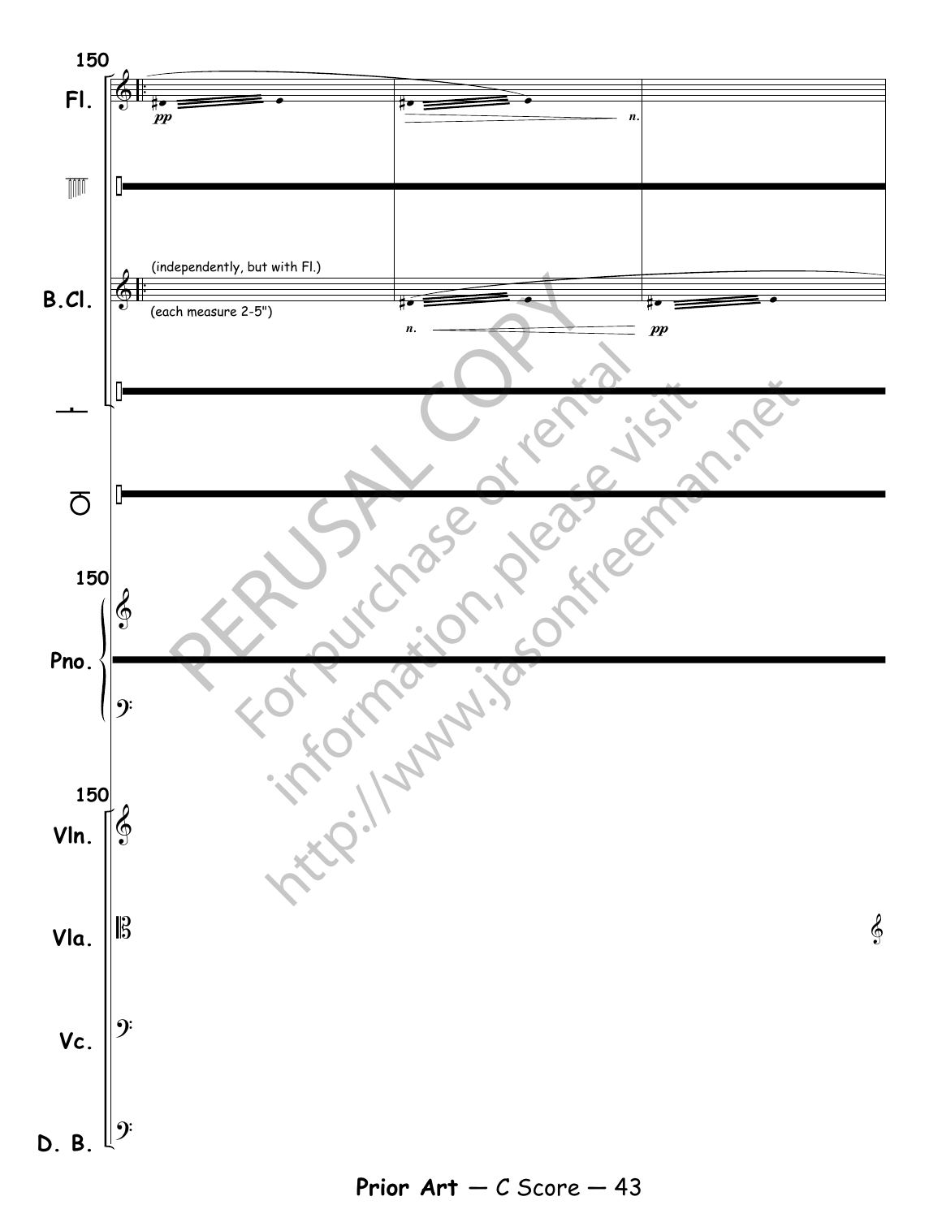150

Fl.

*pp*

*n.*

(independently, but with Fl.)

B.Cl.

(each measure 2-5")

*n.*

*pp*

150

Pno.

150

Vln.

Vla.

Vc.

D. B.

PERUSAL COPY

For purchase or rental information, please visit http://www.jasonfreeman.net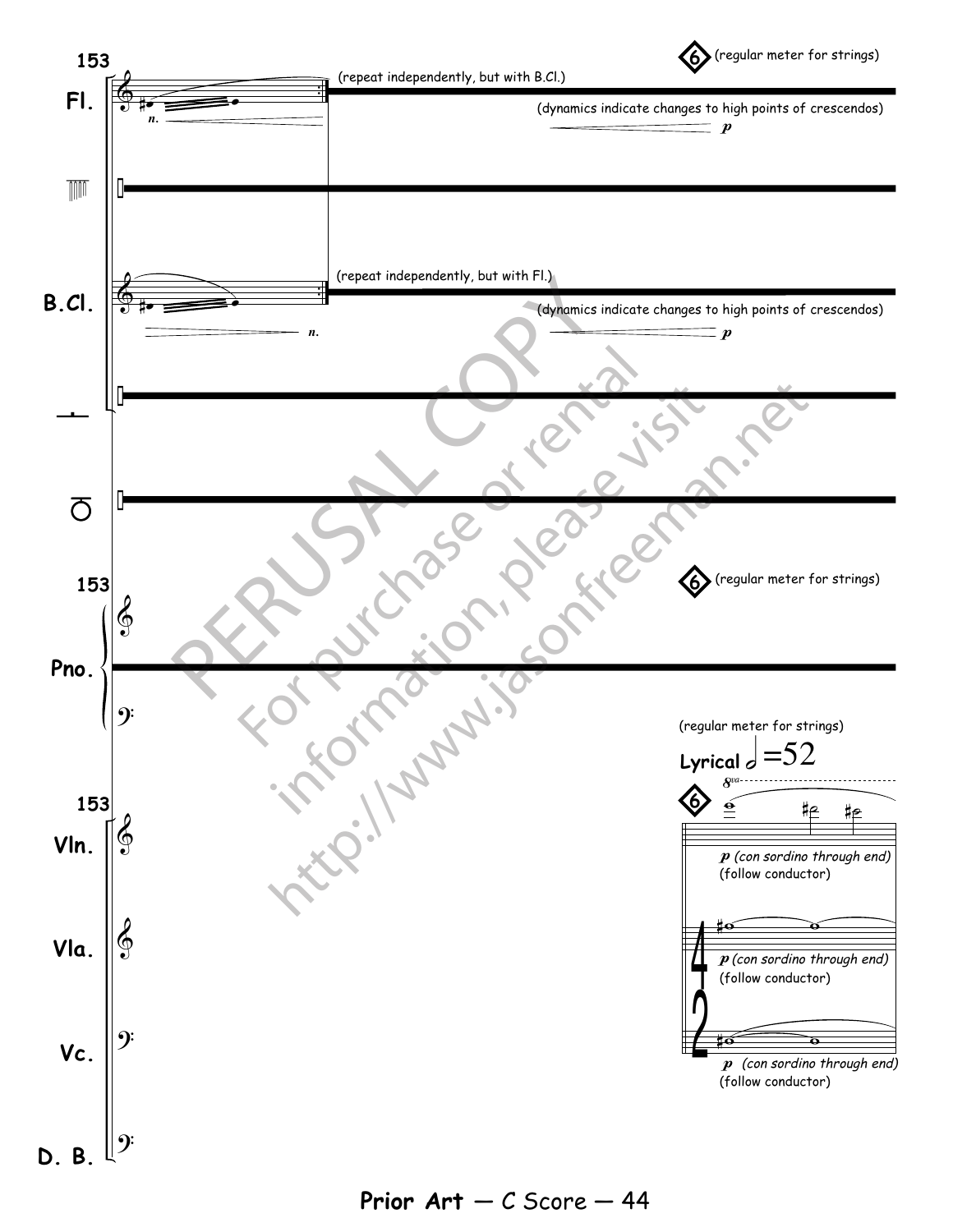153

Fl.

(repeat independently, but with B.Cl.)

(dynamics indicate changes to high points of crescendos)

B.Cl.

(repeat independently, but with Fl.)

(dynamics indicate changes to high points of crescendos)

6 (regular meter for strings)

Pno.

6 (regular meter for strings)

Vln.

Vla.

Vc.

D. B.

(regular meter for strings)

Lyrical 𝅗𝅥 =52

6

p (con sordino through end)
(follow conductor)

p (con sordino through end)
(follow conductor)

p (con sordino through end)
(follow conductor)

PERUSAL COPY
For purchase or rental information, please visit http://www.jasonfreeman.net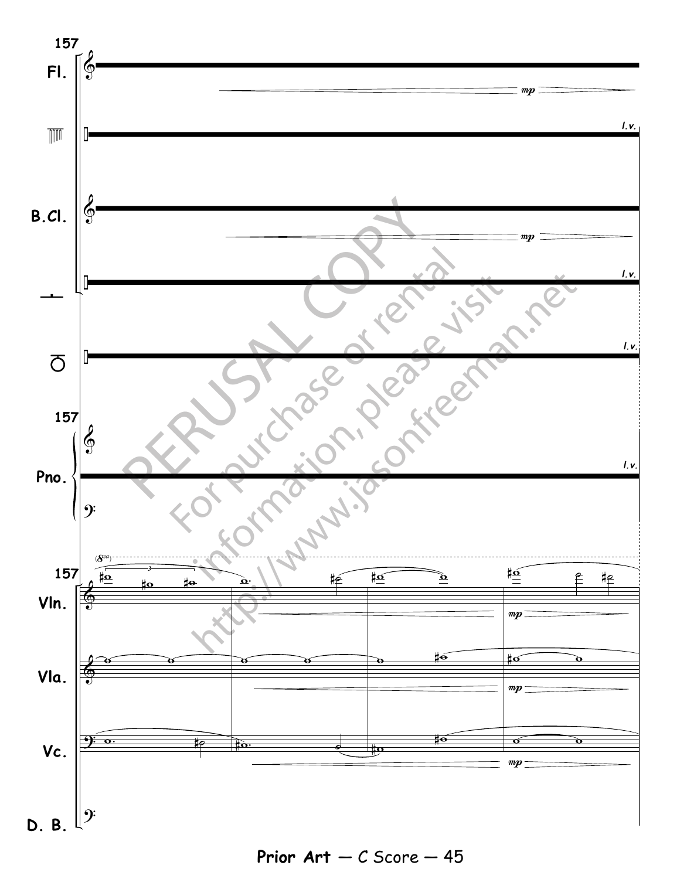PERUSAL COPY

For purchase or rental information, please visit http://www.jasonfreeman.net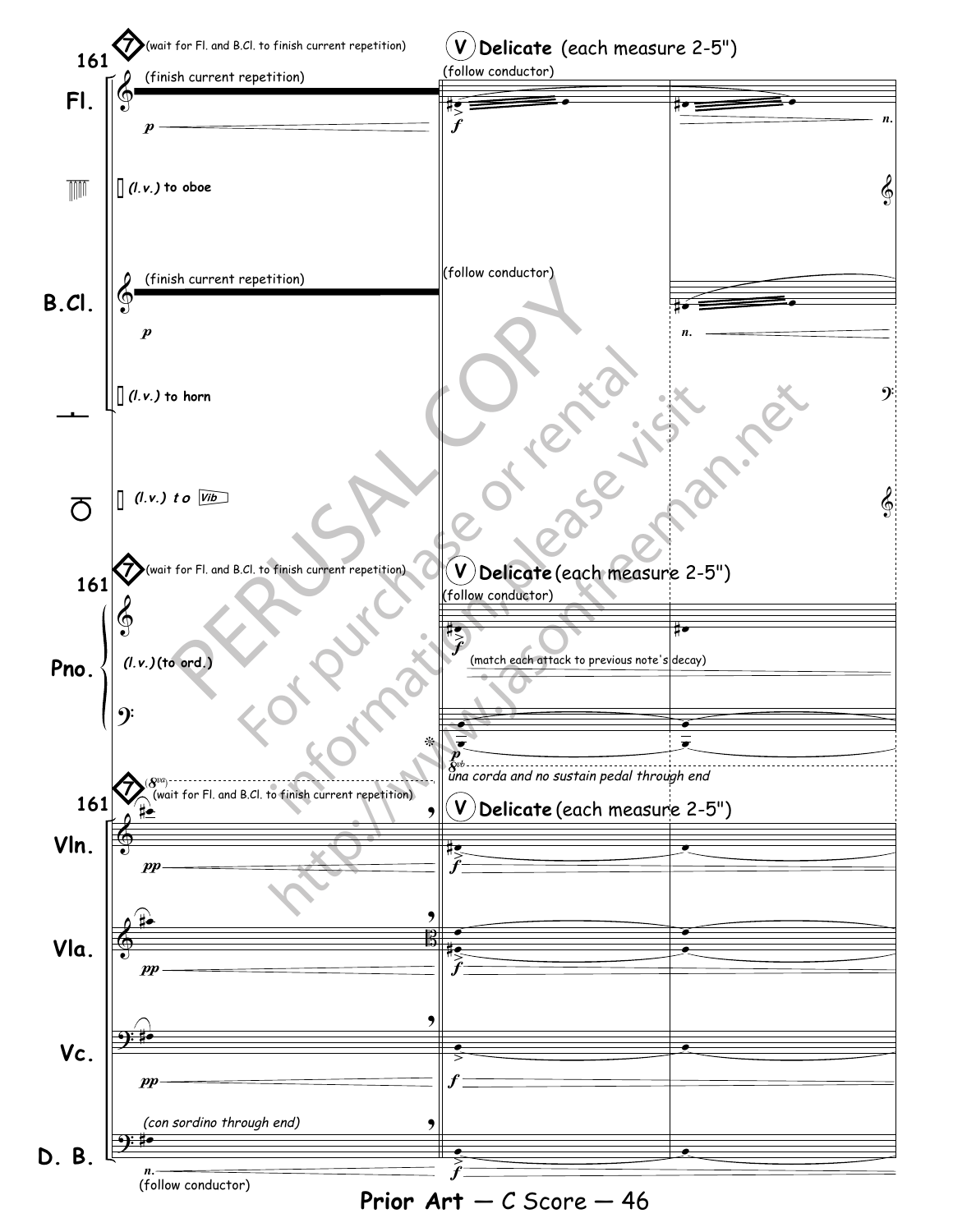161

**7** (wait for Fl. and B.Cl. to finish current repetition)

**V** **Delicate** (each measure 2-5")

**Fl.** (finish current repetition) *p* — (follow conductor) *f* — *n.*

(l.v.) to oboe

**B.Cl.** (finish current repetition) *p* — (follow conductor) *n.*

(l.v.) to horn

(l.v.) to Vib

**Pno.** (l.v.) (to ord.) — (follow conductor) *f* (match each attack to previous note's decay) *p* una corda and no sustain pedal through end

**Vln.** *pp* — *f*

**Vla.** *pp* — *f*

**Vc.** *pp* — *f*

**D. B.** (con sordino through end) *n.* (follow conductor) — *f*

PERUSAL COPY
For purchase or rental information, please visit http://www.jasonfreeman.net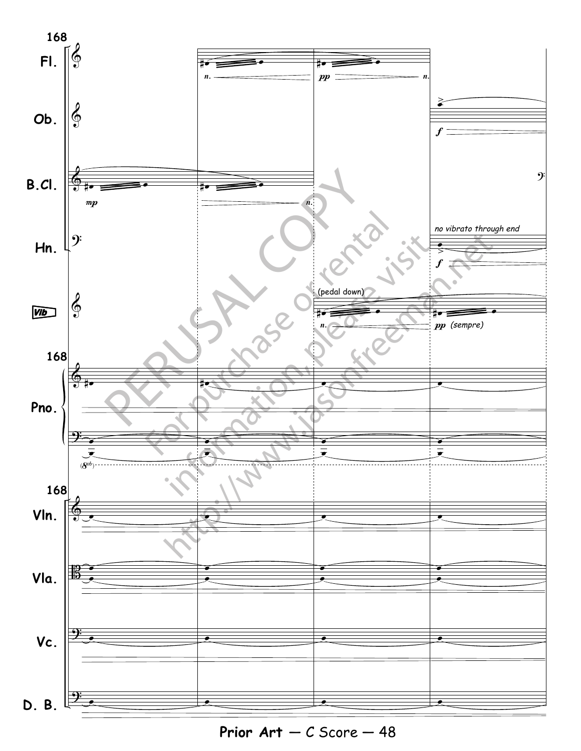168

Fl.

Ob.

B.Cl.

Hn.

Vib

Pno.

Vln.

Vla.

Vc.

D. B.

*mp*

*n.*

*pp*

*f*

no vibrato through end

(pedal down)

*pp* (sempre)

PERUSAL COPY

For purchase or rental information, please visit http://www.jasonfreeman.net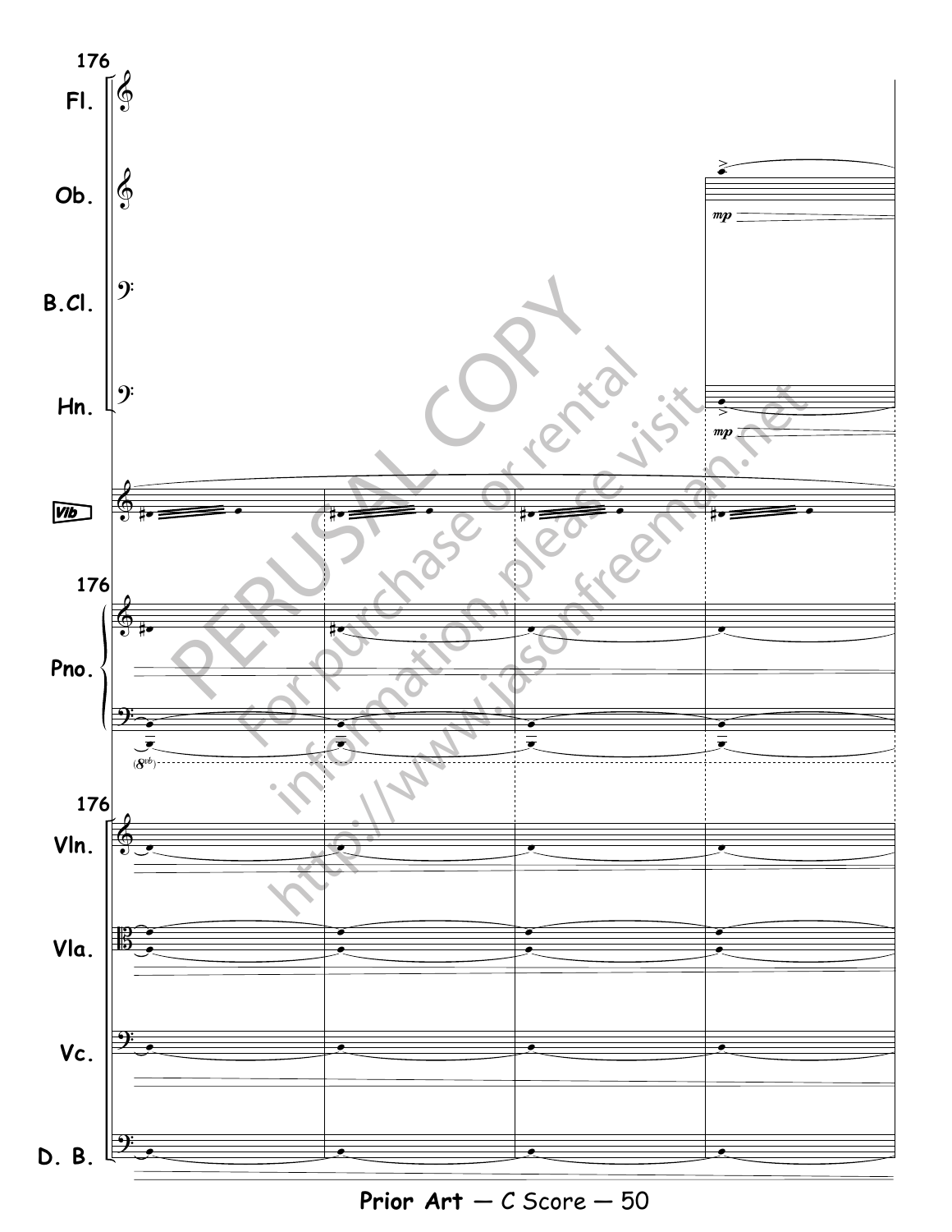176

Fl.

Ob.

B.Cl.

Hn.

*mp*

*mp*

Vib

176

Pno.

(8vb)

176

Vln.

Vla.

Vc.

D. B.

PERUSAL COPY

For purchase or rental information, please visit http://www.jasonfreeman.net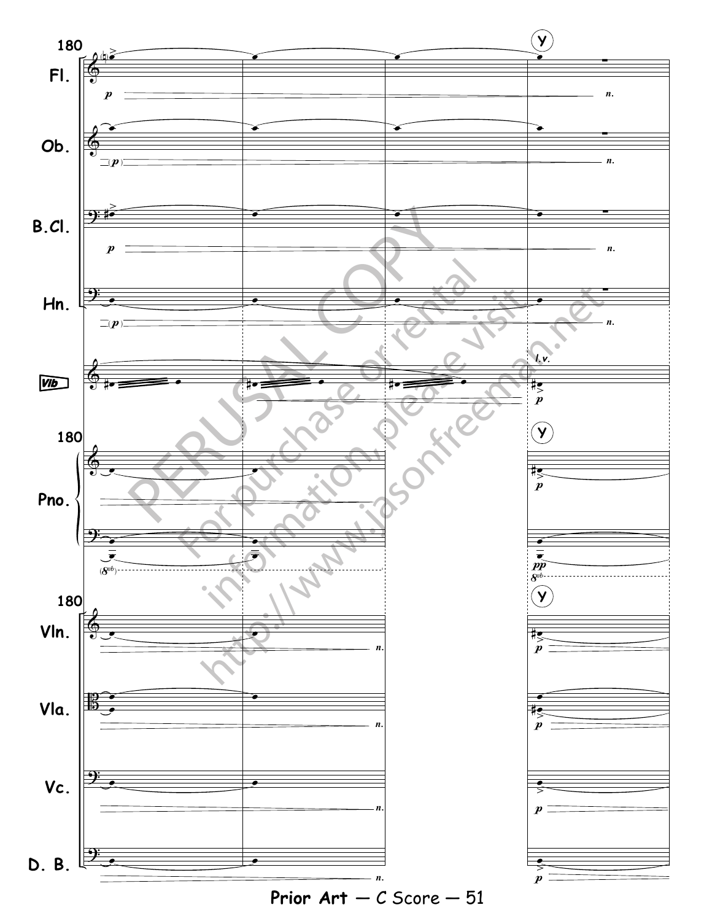PERUSAL COPY

For purchase or rental information, please visit http://www.jasonfreeman.net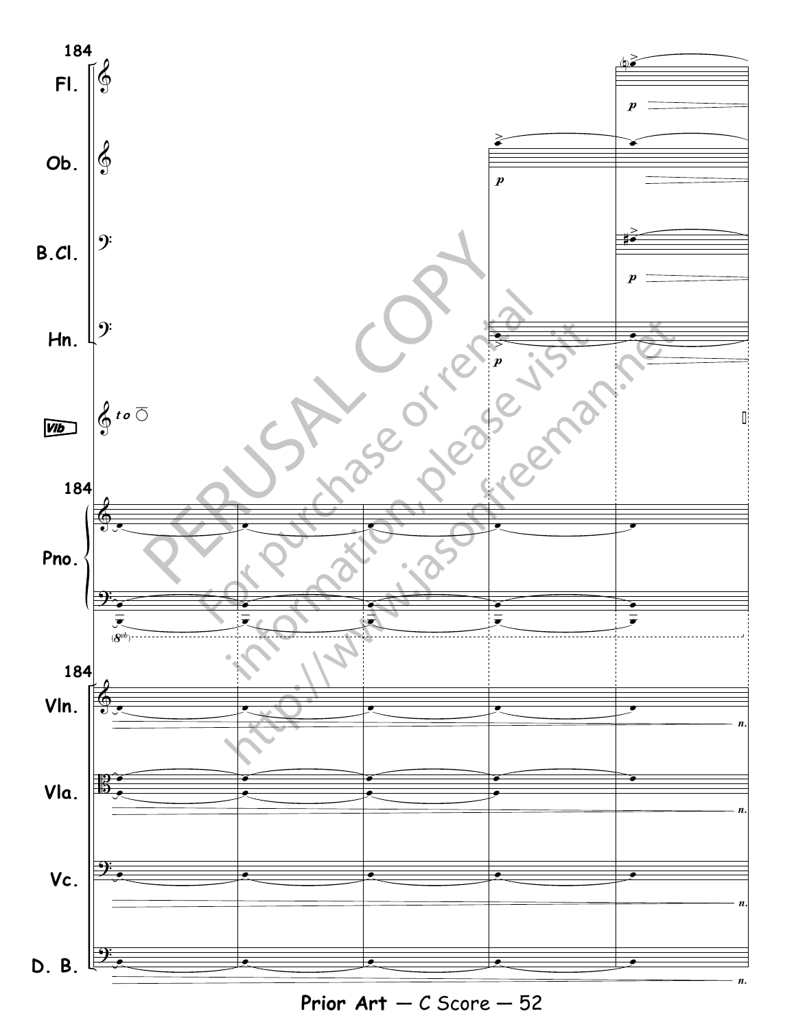PERUSAL COPY

For purchase or rental information, please visit http://www.jasonfreeman.net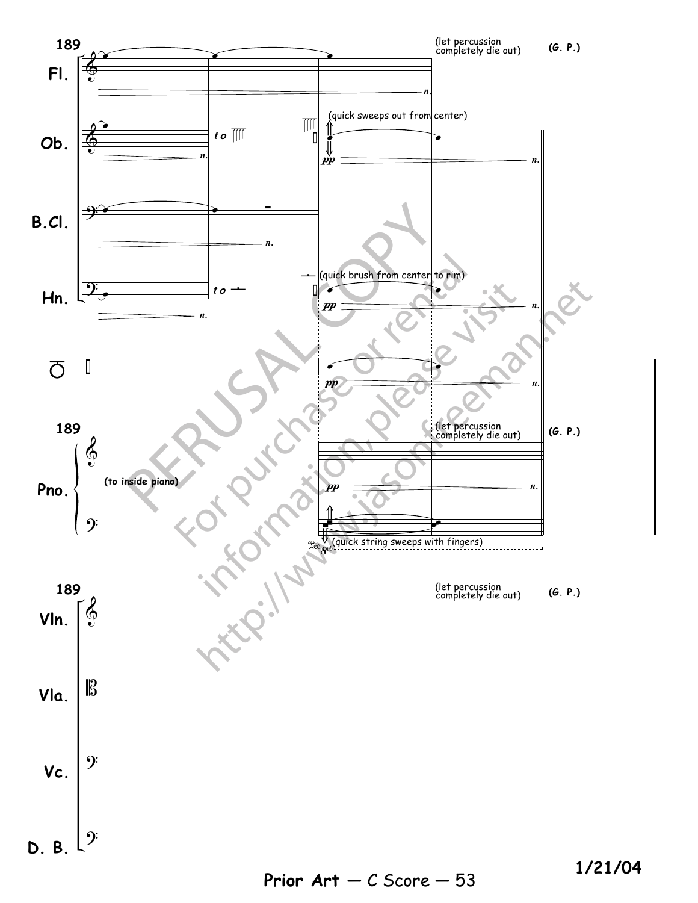189

Fl.

(let percussion completely die out)

(G. P.)

Ob.

*to*

(quick sweeps out from center)

*pp*

B.Cl.

Hn.

*to*

(quick brush from center to rim)

*pp*

*pp*

189

Pno.

(to inside piano)

(let percussion completely die out)

(G. P.)

*pp*

(quick string sweeps with fingers)

189

Vln.

Vla.

Vc.

D. B.

(let percussion completely die out)

(G. P.)

PERUSAL COPY
For purchase or rental information, please visit http://www.jasonfreeman.net

1/21/04